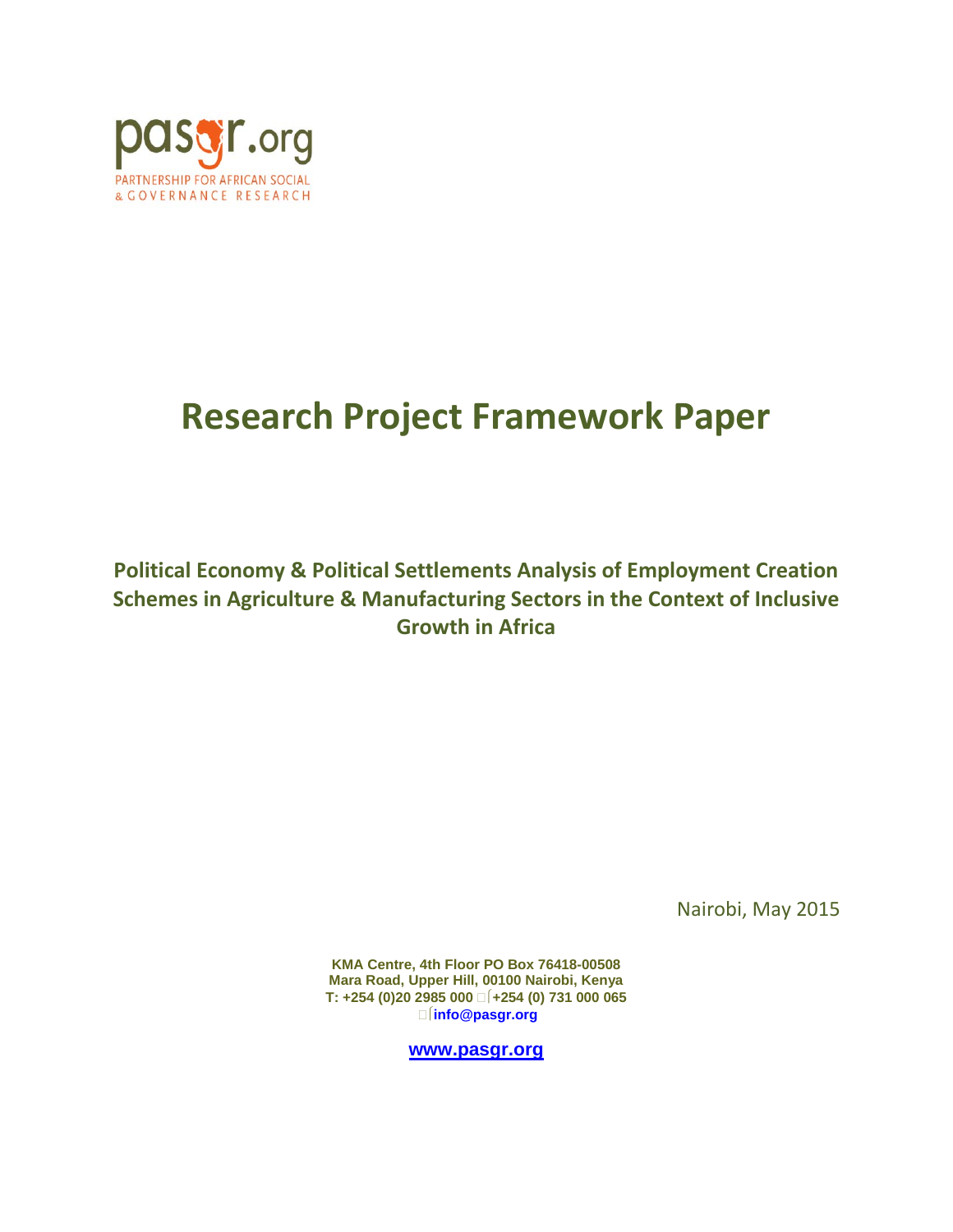pasgr.org

PARTNERSHIP FOR AFRICAN SOCIAL & GOVERNANCE RESEARCH

# Research Project Framework Paper

## Political Economy & Political Settlements Analysis of Employment Creation Schemes in Agriculture & Manufacturing Sectors in the Context of Inclusive Growth in Africa

Nairobi, May 2015

**KMA Centre, 4th Floor PO Box 76418-00508**
**Mara Road, Upper Hill, 00100 Nairobi, Kenya**
**T: +254 (0)20 2985 000 +254 (0) 731 000 065**
**info@pasgr.org**

**www.pasgr.org**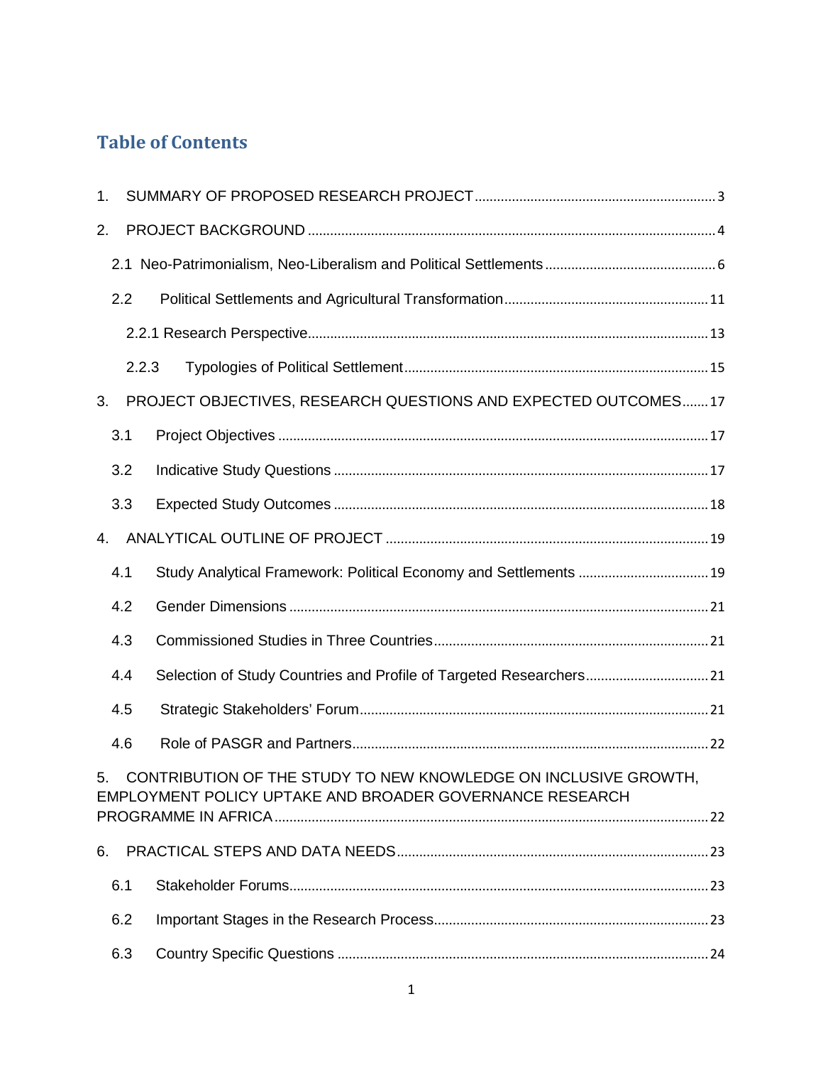# Table of Contents

1. SUMMARY OF PROPOSED RESEARCH PROJECT ........ 3
2. PROJECT BACKGROUND ........ 4
   - 2.1 Neo-Patrimonialism, Neo-Liberalism and Political Settlements ........ 6
   - 2.2 Political Settlements and Agricultural Transformation ........ 11
     - 2.2.1 Research Perspective ........ 13
     - 2.2.3 Typologies of Political Settlement ........ 15
3. PROJECT OBJECTIVES, RESEARCH QUESTIONS AND EXPECTED OUTCOMES ........ 17
   - 3.1 Project Objectives ........ 17
   - 3.2 Indicative Study Questions ........ 17
   - 3.3 Expected Study Outcomes ........ 18
4. ANALYTICAL OUTLINE OF PROJECT ........ 19
   - 4.1 Study Analytical Framework: Political Economy and Settlements ........ 19
   - 4.2 Gender Dimensions ........ 21
   - 4.3 Commissioned Studies in Three Countries ........ 21
   - 4.4 Selection of Study Countries and Profile of Targeted Researchers ........ 21
   - 4.5 Strategic Stakeholders' Forum ........ 21
   - 4.6 Role of PASGR and Partners ........ 22
5. CONTRIBUTION OF THE STUDY TO NEW KNOWLEDGE ON INCLUSIVE GROWTH, EMPLOYMENT POLICY UPTAKE AND BROADER GOVERNANCE RESEARCH PROGRAMME IN AFRICA ........ 22
6. PRACTICAL STEPS AND DATA NEEDS ........ 23
   - 6.1 Stakeholder Forums ........ 23
   - 6.2 Important Stages in the Research Process ........ 23
   - 6.3 Country Specific Questions ........ 24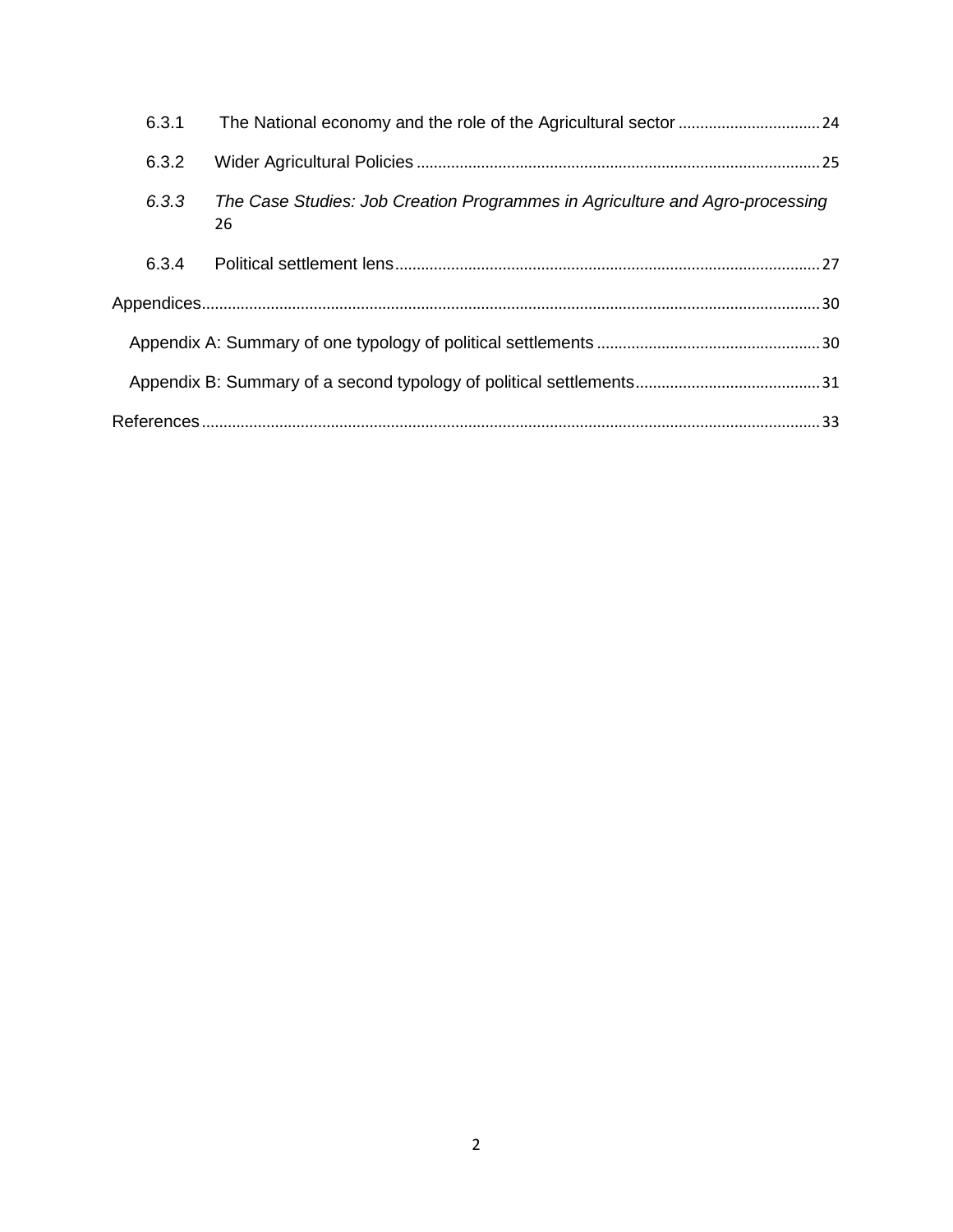6.3.1 The National economy and the role of the Agricultural sector ................................ 24

6.3.2 Wider Agricultural Policies ............................................................................................ 25

*6.3.3 The Case Studies: Job Creation Programmes in Agriculture and Agro-processing* 26

6.3.4 Political settlement lens ................................................................................................. 27

Appendices ............................................................................................................................. 30

Appendix A: Summary of one typology of political settlements ................................................... 30

Appendix B: Summary of a second typology of political settlements ........................................... 31

References ............................................................................................................................. 33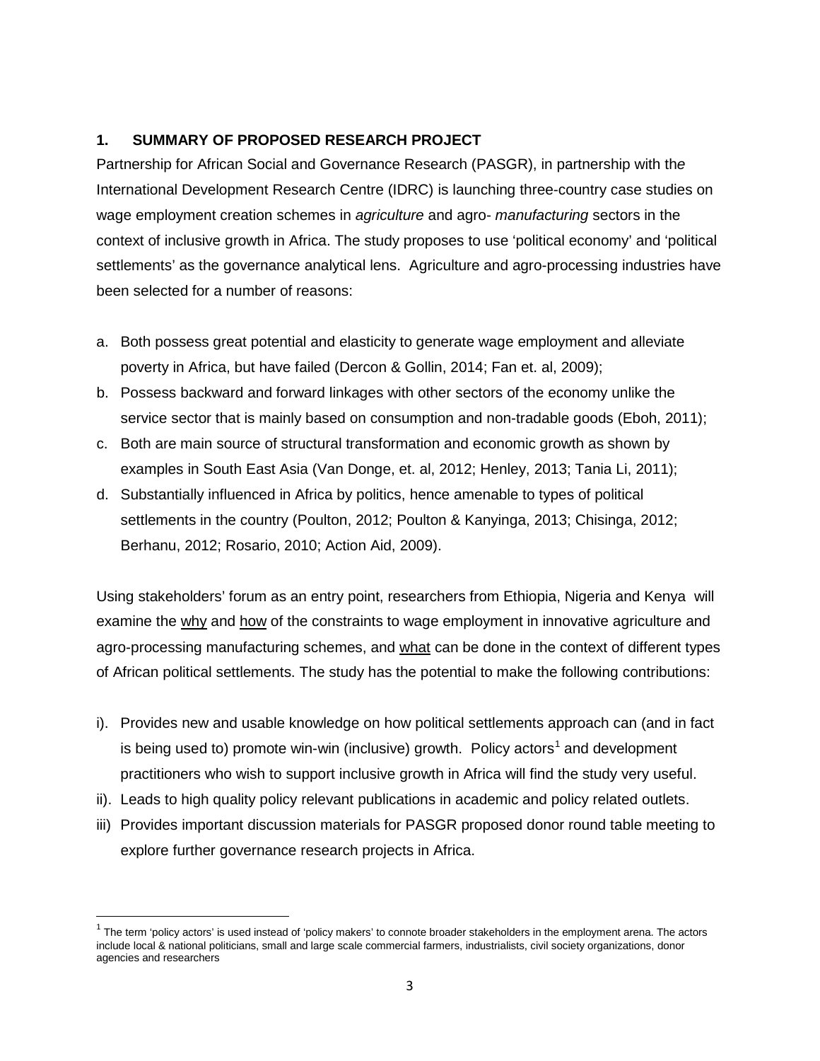## 1. SUMMARY OF PROPOSED RESEARCH PROJECT

Partnership for African Social and Governance Research (PASGR), in partnership with the International Development Research Centre (IDRC) is launching three-country case studies on wage employment creation schemes in *agriculture* and agro- *manufacturing* sectors in the context of inclusive growth in Africa. The study proposes to use 'political economy' and 'political settlements' as the governance analytical lens. Agriculture and agro-processing industries have been selected for a number of reasons:

a. Both possess great potential and elasticity to generate wage employment and alleviate poverty in Africa, but have failed (Dercon & Gollin, 2014; Fan et. al, 2009);
b. Possess backward and forward linkages with other sectors of the economy unlike the service sector that is mainly based on consumption and non-tradable goods (Eboh, 2011);
c. Both are main source of structural transformation and economic growth as shown by examples in South East Asia (Van Donge, et. al, 2012; Henley, 2013; Tania Li, 2011);
d. Substantially influenced in Africa by politics, hence amenable to types of political settlements in the country (Poulton, 2012; Poulton & Kanyinga, 2013; Chisinga, 2012; Berhanu, 2012; Rosario, 2010; Action Aid, 2009).

Using stakeholders' forum as an entry point, researchers from Ethiopia, Nigeria and Kenya will examine the <u>why</u> and <u>how</u> of the constraints to wage employment in innovative agriculture and agro-processing manufacturing schemes, and <u>what</u> can be done in the context of different types of African political settlements. The study has the potential to make the following contributions:

i). Provides new and usable knowledge on how political settlements approach can (and in fact is being used to) promote win-win (inclusive) growth. Policy actors[1] and development practitioners who wish to support inclusive growth in Africa will find the study very useful.

ii). Leads to high quality policy relevant publications in academic and policy related outlets.

iii) Provides important discussion materials for PASGR proposed donor round table meeting to explore further governance research projects in Africa.

---

[1] The term 'policy actors' is used instead of 'policy makers' to connote broader stakeholders in the employment arena. The actors include local & national politicians, small and large scale commercial farmers, industrialists, civil society organizations, donor agencies and researchers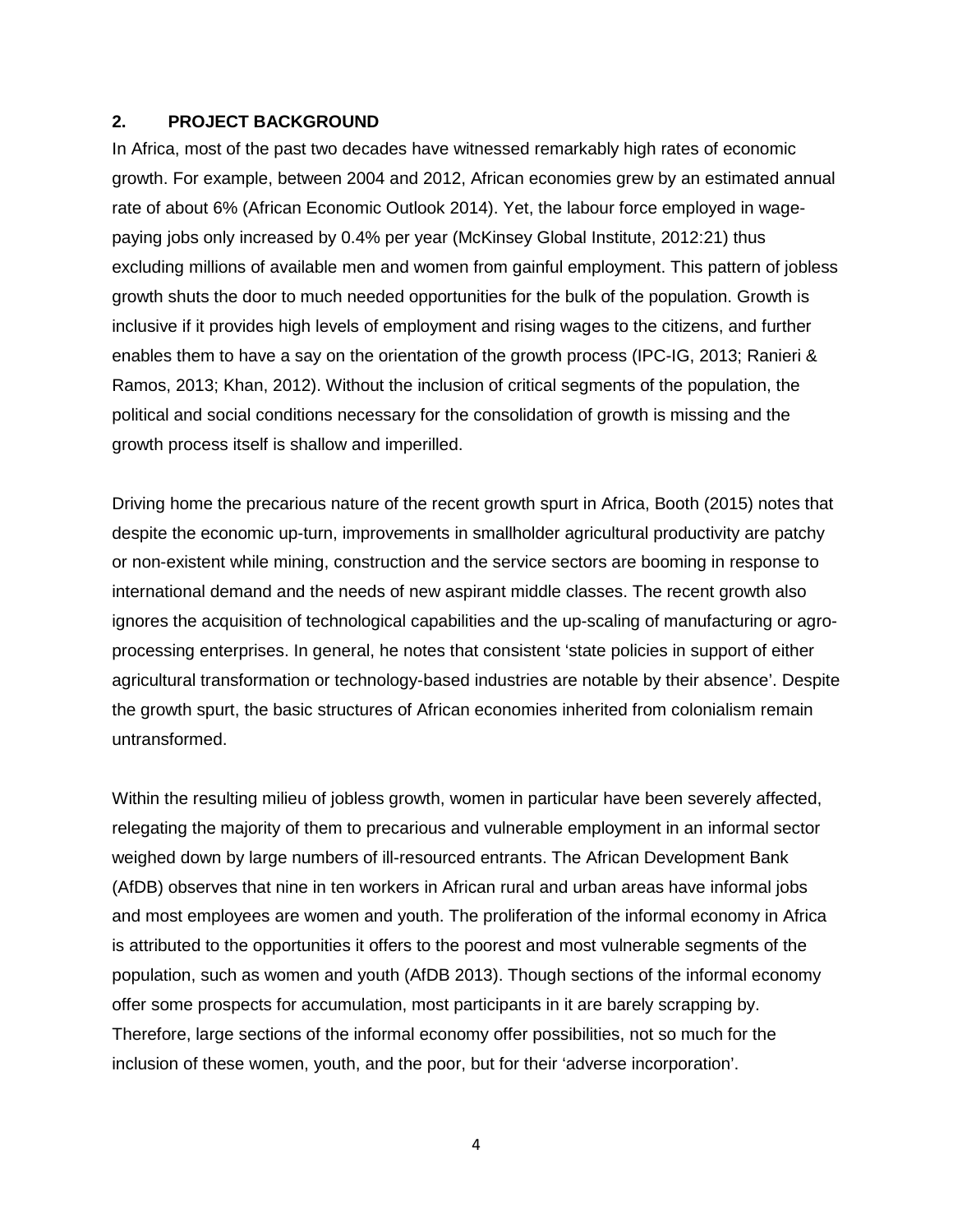## 2. PROJECT BACKGROUND

In Africa, most of the past two decades have witnessed remarkably high rates of economic growth. For example, between 2004 and 2012, African economies grew by an estimated annual rate of about 6% (African Economic Outlook 2014). Yet, the labour force employed in wage-paying jobs only increased by 0.4% per year (McKinsey Global Institute, 2012:21) thus excluding millions of available men and women from gainful employment. This pattern of jobless growth shuts the door to much needed opportunities for the bulk of the population. Growth is inclusive if it provides high levels of employment and rising wages to the citizens, and further enables them to have a say on the orientation of the growth process (IPC-IG, 2013; Ranieri & Ramos, 2013; Khan, 2012). Without the inclusion of critical segments of the population, the political and social conditions necessary for the consolidation of growth is missing and the growth process itself is shallow and imperilled.

Driving home the precarious nature of the recent growth spurt in Africa, Booth (2015) notes that despite the economic up-turn, improvements in smallholder agricultural productivity are patchy or non-existent while mining, construction and the service sectors are booming in response to international demand and the needs of new aspirant middle classes. The recent growth also ignores the acquisition of technological capabilities and the up-scaling of manufacturing or agro-processing enterprises. In general, he notes that consistent 'state policies in support of either agricultural transformation or technology-based industries are notable by their absence'. Despite the growth spurt, the basic structures of African economies inherited from colonialism remain untransformed.

Within the resulting milieu of jobless growth, women in particular have been severely affected, relegating the majority of them to precarious and vulnerable employment in an informal sector weighed down by large numbers of ill-resourced entrants. The African Development Bank (AfDB) observes that nine in ten workers in African rural and urban areas have informal jobs and most employees are women and youth. The proliferation of the informal economy in Africa is attributed to the opportunities it offers to the poorest and most vulnerable segments of the population, such as women and youth (AfDB 2013). Though sections of the informal economy offer some prospects for accumulation, most participants in it are barely scrapping by. Therefore, large sections of the informal economy offer possibilities, not so much for the inclusion of these women, youth, and the poor, but for their 'adverse incorporation'.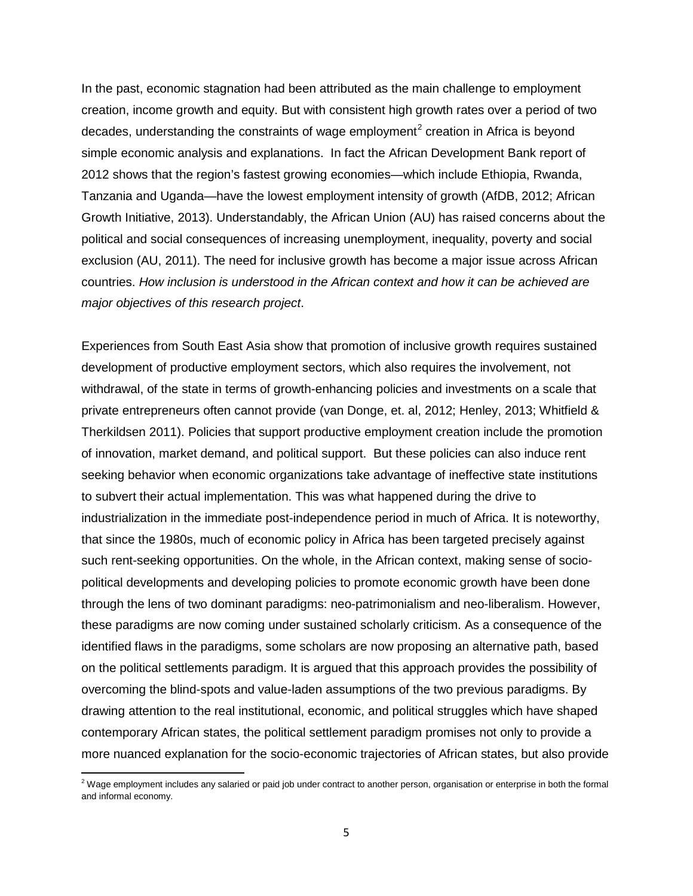In the past, economic stagnation had been attributed as the main challenge to employment creation, income growth and equity. But with consistent high growth rates over a period of two decades, understanding the constraints of wage employment[2] creation in Africa is beyond simple economic analysis and explanations. In fact the African Development Bank report of 2012 shows that the region's fastest growing economies—which include Ethiopia, Rwanda, Tanzania and Uganda—have the lowest employment intensity of growth (AfDB, 2012; African Growth Initiative, 2013). Understandably, the African Union (AU) has raised concerns about the political and social consequences of increasing unemployment, inequality, poverty and social exclusion (AU, 2011). The need for inclusive growth has become a major issue across African countries. *How inclusion is understood in the African context and how it can be achieved are major objectives of this research project*.

Experiences from South East Asia show that promotion of inclusive growth requires sustained development of productive employment sectors, which also requires the involvement, not withdrawal, of the state in terms of growth-enhancing policies and investments on a scale that private entrepreneurs often cannot provide (van Donge, et. al, 2012; Henley, 2013; Whitfield & Therkildsen 2011). Policies that support productive employment creation include the promotion of innovation, market demand, and political support. But these policies can also induce rent seeking behavior when economic organizations take advantage of ineffective state institutions to subvert their actual implementation. This was what happened during the drive to industrialization in the immediate post-independence period in much of Africa. It is noteworthy, that since the 1980s, much of economic policy in Africa has been targeted precisely against such rent-seeking opportunities. On the whole, in the African context, making sense of socio-political developments and developing policies to promote economic growth have been done through the lens of two dominant paradigms: neo-patrimonialism and neo-liberalism. However, these paradigms are now coming under sustained scholarly criticism. As a consequence of the identified flaws in the paradigms, some scholars are now proposing an alternative path, based on the political settlements paradigm. It is argued that this approach provides the possibility of overcoming the blind-spots and value-laden assumptions of the two previous paradigms. By drawing attention to the real institutional, economic, and political struggles which have shaped contemporary African states, the political settlement paradigm promises not only to provide a more nuanced explanation for the socio-economic trajectories of African states, but also provide

[2] Wage employment includes any salaried or paid job under contract to another person, organisation or enterprise in both the formal and informal economy.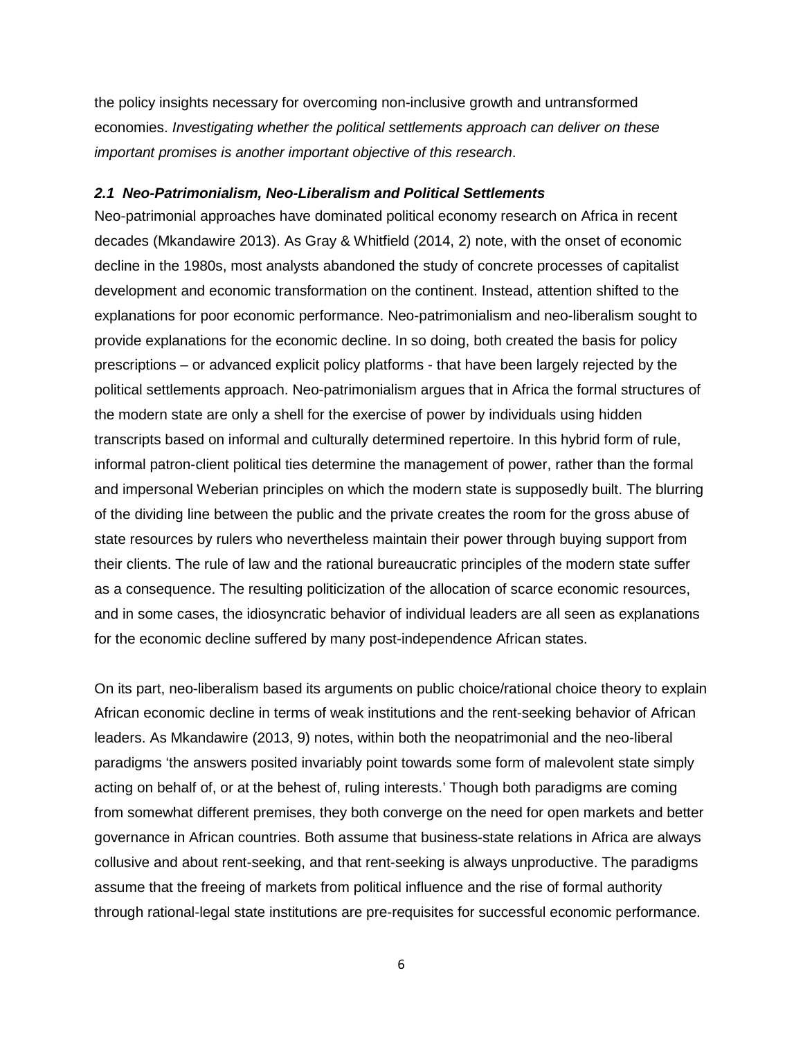the policy insights necessary for overcoming non-inclusive growth and untransformed economies. *Investigating whether the political settlements approach can deliver on these important promises is another important objective of this research*.

### *2.1 Neo-Patrimonialism, Neo-Liberalism and Political Settlements*

Neo-patrimonial approaches have dominated political economy research on Africa in recent decades (Mkandawire 2013). As Gray & Whitfield (2014, 2) note, with the onset of economic decline in the 1980s, most analysts abandoned the study of concrete processes of capitalist development and economic transformation on the continent. Instead, attention shifted to the explanations for poor economic performance. Neo-patrimonialism and neo-liberalism sought to provide explanations for the economic decline. In so doing, both created the basis for policy prescriptions – or advanced explicit policy platforms - that have been largely rejected by the political settlements approach. Neo-patrimonialism argues that in Africa the formal structures of the modern state are only a shell for the exercise of power by individuals using hidden transcripts based on informal and culturally determined repertoire. In this hybrid form of rule, informal patron-client political ties determine the management of power, rather than the formal and impersonal Weberian principles on which the modern state is supposedly built. The blurring of the dividing line between the public and the private creates the room for the gross abuse of state resources by rulers who nevertheless maintain their power through buying support from their clients. The rule of law and the rational bureaucratic principles of the modern state suffer as a consequence. The resulting politicization of the allocation of scarce economic resources, and in some cases, the idiosyncratic behavior of individual leaders are all seen as explanations for the economic decline suffered by many post-independence African states.

On its part, neo-liberalism based its arguments on public choice/rational choice theory to explain African economic decline in terms of weak institutions and the rent-seeking behavior of African leaders. As Mkandawire (2013, 9) notes, within both the neopatrimonial and the neo-liberal paradigms 'the answers posited invariably point towards some form of malevolent state simply acting on behalf of, or at the behest of, ruling interests.' Though both paradigms are coming from somewhat different premises, they both converge on the need for open markets and better governance in African countries. Both assume that business-state relations in Africa are always collusive and about rent-seeking, and that rent-seeking is always unproductive. The paradigms assume that the freeing of markets from political influence and the rise of formal authority through rational-legal state institutions are pre-requisites for successful economic performance.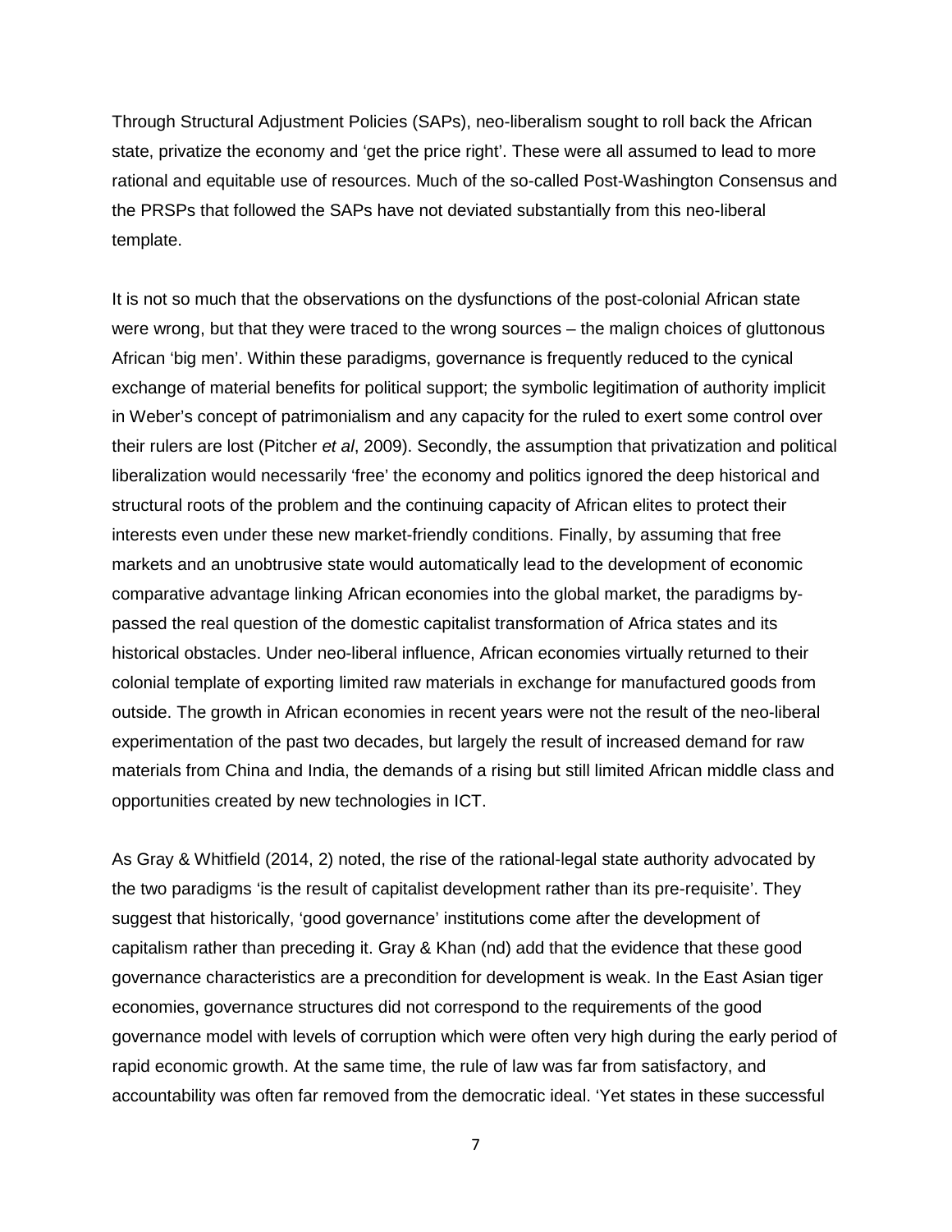Through Structural Adjustment Policies (SAPs), neo-liberalism sought to roll back the African state, privatize the economy and 'get the price right'. These were all assumed to lead to more rational and equitable use of resources. Much of the so-called Post-Washington Consensus and the PRSPs that followed the SAPs have not deviated substantially from this neo-liberal template.

It is not so much that the observations on the dysfunctions of the post-colonial African state were wrong, but that they were traced to the wrong sources – the malign choices of gluttonous African 'big men'. Within these paradigms, governance is frequently reduced to the cynical exchange of material benefits for political support; the symbolic legitimation of authority implicit in Weber's concept of patrimonialism and any capacity for the ruled to exert some control over their rulers are lost (Pitcher *et al*, 2009). Secondly, the assumption that privatization and political liberalization would necessarily 'free' the economy and politics ignored the deep historical and structural roots of the problem and the continuing capacity of African elites to protect their interests even under these new market-friendly conditions. Finally, by assuming that free markets and an unobtrusive state would automatically lead to the development of economic comparative advantage linking African economies into the global market, the paradigms by-passed the real question of the domestic capitalist transformation of Africa states and its historical obstacles. Under neo-liberal influence, African economies virtually returned to their colonial template of exporting limited raw materials in exchange for manufactured goods from outside. The growth in African economies in recent years were not the result of the neo-liberal experimentation of the past two decades, but largely the result of increased demand for raw materials from China and India, the demands of a rising but still limited African middle class and opportunities created by new technologies in ICT.

As Gray & Whitfield (2014, 2) noted, the rise of the rational-legal state authority advocated by the two paradigms 'is the result of capitalist development rather than its pre-requisite'. They suggest that historically, 'good governance' institutions come after the development of capitalism rather than preceding it. Gray & Khan (nd) add that the evidence that these good governance characteristics are a precondition for development is weak. In the East Asian tiger economies, governance structures did not correspond to the requirements of the good governance model with levels of corruption which were often very high during the early period of rapid economic growth. At the same time, the rule of law was far from satisfactory, and accountability was often far removed from the democratic ideal. 'Yet states in these successful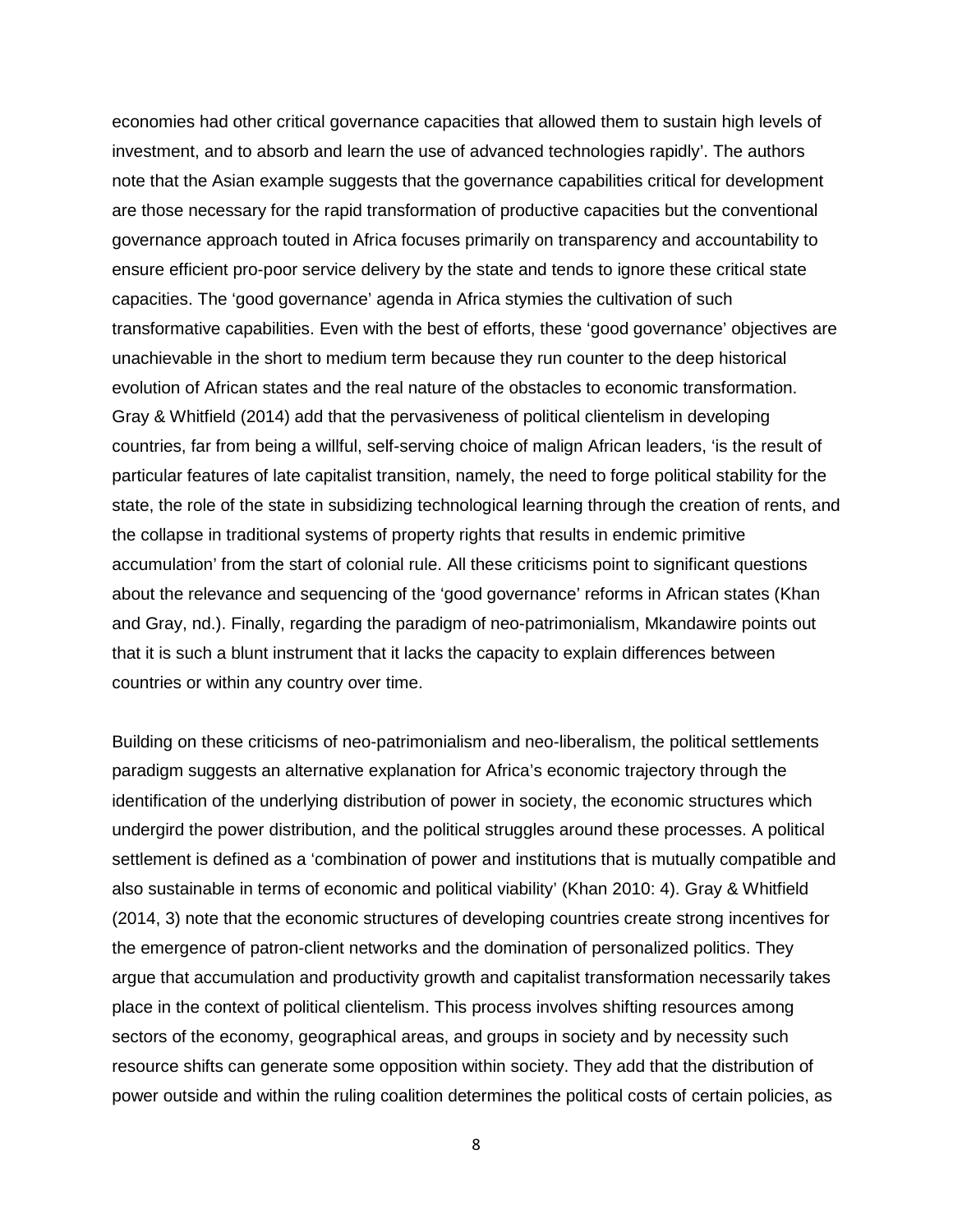economies had other critical governance capacities that allowed them to sustain high levels of investment, and to absorb and learn the use of advanced technologies rapidly'. The authors note that the Asian example suggests that the governance capabilities critical for development are those necessary for the rapid transformation of productive capacities but the conventional governance approach touted in Africa focuses primarily on transparency and accountability to ensure efficient pro-poor service delivery by the state and tends to ignore these critical state capacities. The 'good governance' agenda in Africa stymies the cultivation of such transformative capabilities. Even with the best of efforts, these 'good governance' objectives are unachievable in the short to medium term because they run counter to the deep historical evolution of African states and the real nature of the obstacles to economic transformation. Gray & Whitfield (2014) add that the pervasiveness of political clientelism in developing countries, far from being a willful, self-serving choice of malign African leaders, 'is the result of particular features of late capitalist transition, namely, the need to forge political stability for the state, the role of the state in subsidizing technological learning through the creation of rents, and the collapse in traditional systems of property rights that results in endemic primitive accumulation' from the start of colonial rule. All these criticisms point to significant questions about the relevance and sequencing of the 'good governance' reforms in African states (Khan and Gray, nd.). Finally, regarding the paradigm of neo-patrimonialism, Mkandawire points out that it is such a blunt instrument that it lacks the capacity to explain differences between countries or within any country over time.

Building on these criticisms of neo-patrimonialism and neo-liberalism, the political settlements paradigm suggests an alternative explanation for Africa's economic trajectory through the identification of the underlying distribution of power in society, the economic structures which undergird the power distribution, and the political struggles around these processes. A political settlement is defined as a 'combination of power and institutions that is mutually compatible and also sustainable in terms of economic and political viability' (Khan 2010: 4). Gray & Whitfield (2014, 3) note that the economic structures of developing countries create strong incentives for the emergence of patron-client networks and the domination of personalized politics. They argue that accumulation and productivity growth and capitalist transformation necessarily takes place in the context of political clientelism. This process involves shifting resources among sectors of the economy, geographical areas, and groups in society and by necessity such resource shifts can generate some opposition within society. They add that the distribution of power outside and within the ruling coalition determines the political costs of certain policies, as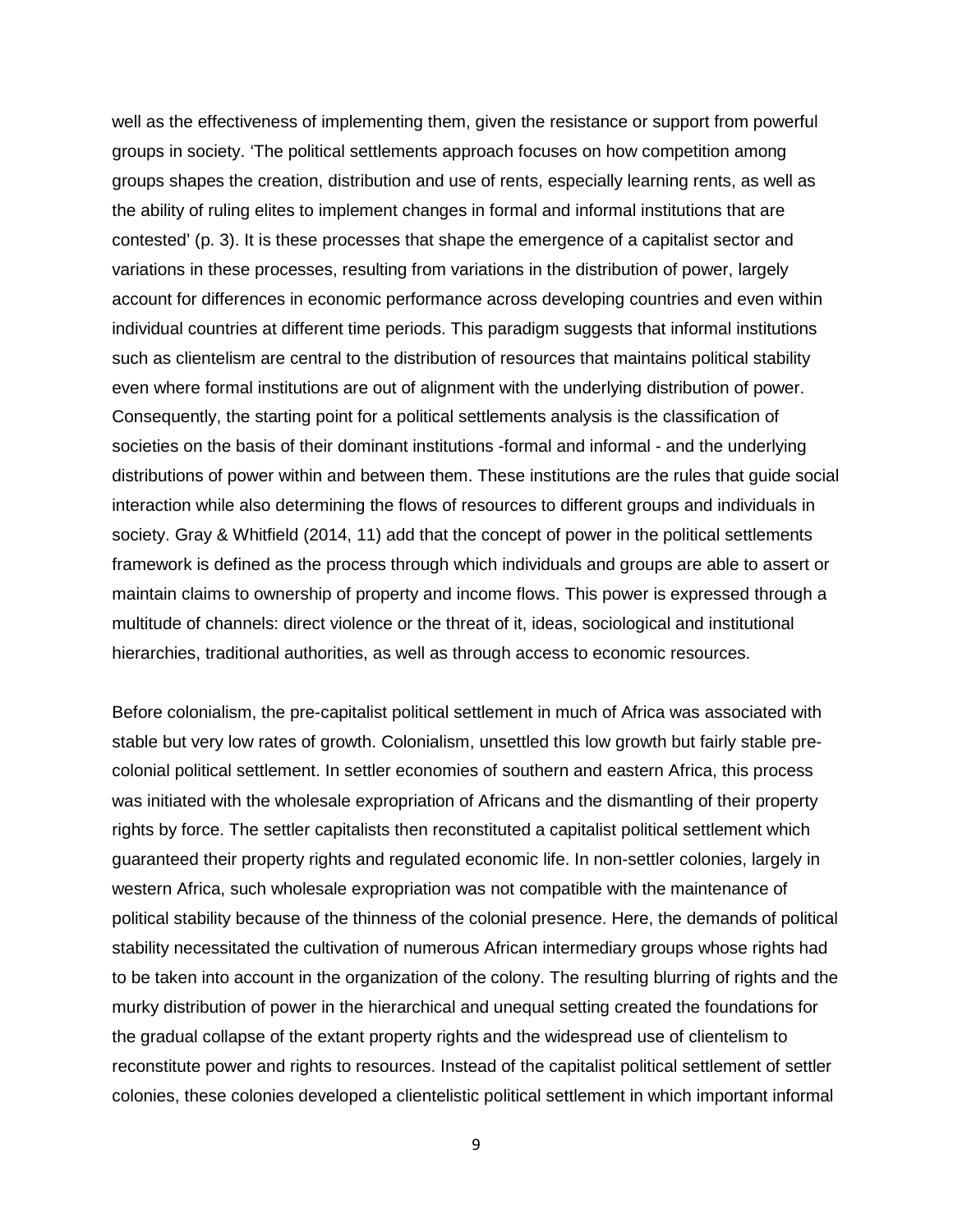well as the effectiveness of implementing them, given the resistance or support from powerful groups in society. 'The political settlements approach focuses on how competition among groups shapes the creation, distribution and use of rents, especially learning rents, as well as the ability of ruling elites to implement changes in formal and informal institutions that are contested' (p. 3). It is these processes that shape the emergence of a capitalist sector and variations in these processes, resulting from variations in the distribution of power, largely account for differences in economic performance across developing countries and even within individual countries at different time periods. This paradigm suggests that informal institutions such as clientelism are central to the distribution of resources that maintains political stability even where formal institutions are out of alignment with the underlying distribution of power. Consequently, the starting point for a political settlements analysis is the classification of societies on the basis of their dominant institutions -formal and informal - and the underlying distributions of power within and between them. These institutions are the rules that guide social interaction while also determining the flows of resources to different groups and individuals in society. Gray & Whitfield (2014, 11) add that the concept of power in the political settlements framework is defined as the process through which individuals and groups are able to assert or maintain claims to ownership of property and income flows. This power is expressed through a multitude of channels: direct violence or the threat of it, ideas, sociological and institutional hierarchies, traditional authorities, as well as through access to economic resources.

Before colonialism, the pre-capitalist political settlement in much of Africa was associated with stable but very low rates of growth. Colonialism, unsettled this low growth but fairly stable pre-colonial political settlement. In settler economies of southern and eastern Africa, this process was initiated with the wholesale expropriation of Africans and the dismantling of their property rights by force. The settler capitalists then reconstituted a capitalist political settlement which guaranteed their property rights and regulated economic life. In non-settler colonies, largely in western Africa, such wholesale expropriation was not compatible with the maintenance of political stability because of the thinness of the colonial presence. Here, the demands of political stability necessitated the cultivation of numerous African intermediary groups whose rights had to be taken into account in the organization of the colony. The resulting blurring of rights and the murky distribution of power in the hierarchical and unequal setting created the foundations for the gradual collapse of the extant property rights and the widespread use of clientelism to reconstitute power and rights to resources. Instead of the capitalist political settlement of settler colonies, these colonies developed a clientelistic political settlement in which important informal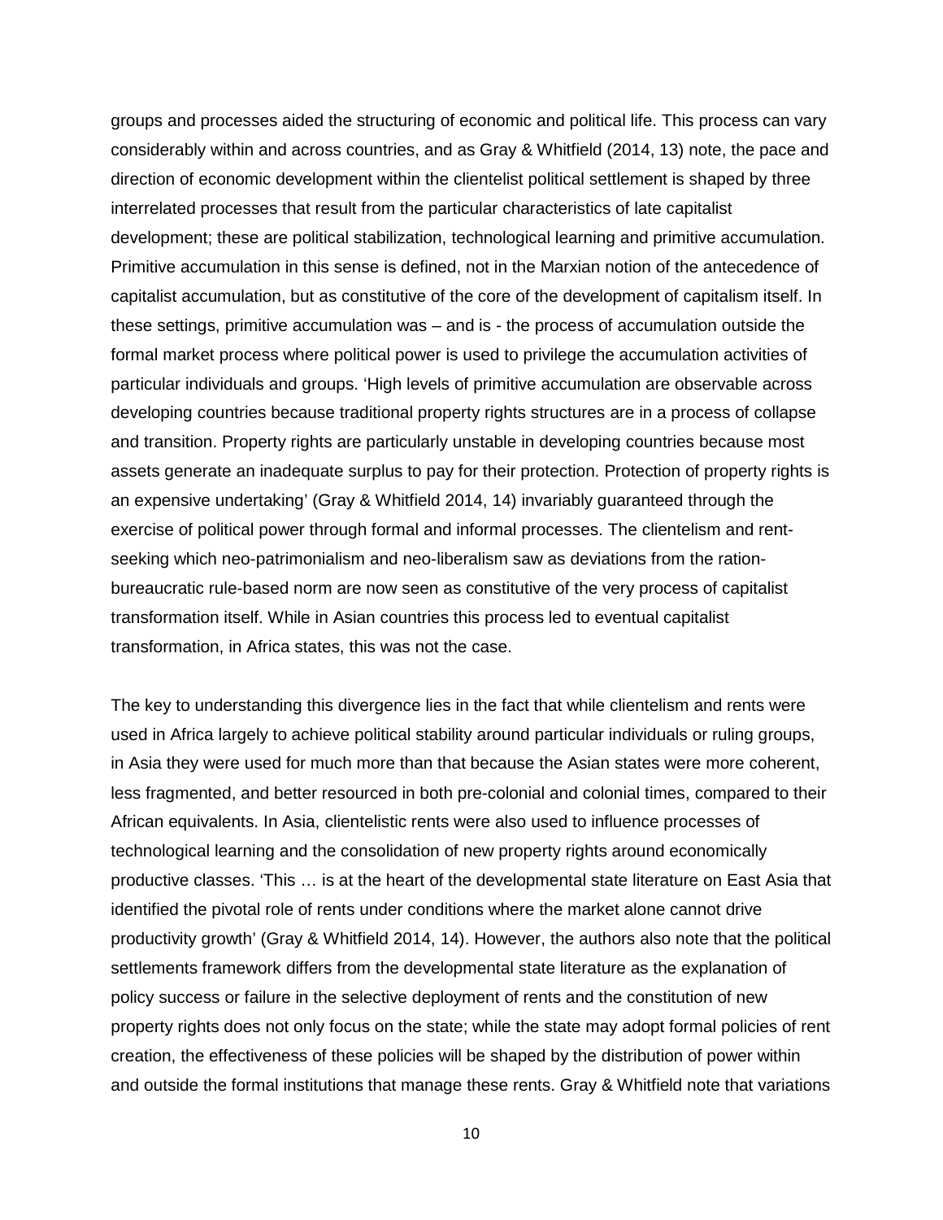groups and processes aided the structuring of economic and political life. This process can vary considerably within and across countries, and as Gray & Whitfield (2014, 13) note, the pace and direction of economic development within the clientelist political settlement is shaped by three interrelated processes that result from the particular characteristics of late capitalist development; these are political stabilization, technological learning and primitive accumulation. Primitive accumulation in this sense is defined, not in the Marxian notion of the antecedence of capitalist accumulation, but as constitutive of the core of the development of capitalism itself. In these settings, primitive accumulation was – and is - the process of accumulation outside the formal market process where political power is used to privilege the accumulation activities of particular individuals and groups. 'High levels of primitive accumulation are observable across developing countries because traditional property rights structures are in a process of collapse and transition. Property rights are particularly unstable in developing countries because most assets generate an inadequate surplus to pay for their protection. Protection of property rights is an expensive undertaking' (Gray & Whitfield 2014, 14) invariably guaranteed through the exercise of political power through formal and informal processes. The clientelism and rent-seeking which neo-patrimonialism and neo-liberalism saw as deviations from the ration-bureaucratic rule-based norm are now seen as constitutive of the very process of capitalist transformation itself. While in Asian countries this process led to eventual capitalist transformation, in Africa states, this was not the case.

The key to understanding this divergence lies in the fact that while clientelism and rents were used in Africa largely to achieve political stability around particular individuals or ruling groups, in Asia they were used for much more than that because the Asian states were more coherent, less fragmented, and better resourced in both pre-colonial and colonial times, compared to their African equivalents. In Asia, clientelistic rents were also used to influence processes of technological learning and the consolidation of new property rights around economically productive classes. 'This … is at the heart of the developmental state literature on East Asia that identified the pivotal role of rents under conditions where the market alone cannot drive productivity growth' (Gray & Whitfield 2014, 14). However, the authors also note that the political settlements framework differs from the developmental state literature as the explanation of policy success or failure in the selective deployment of rents and the constitution of new property rights does not only focus on the state; while the state may adopt formal policies of rent creation, the effectiveness of these policies will be shaped by the distribution of power within and outside the formal institutions that manage these rents. Gray & Whitfield note that variations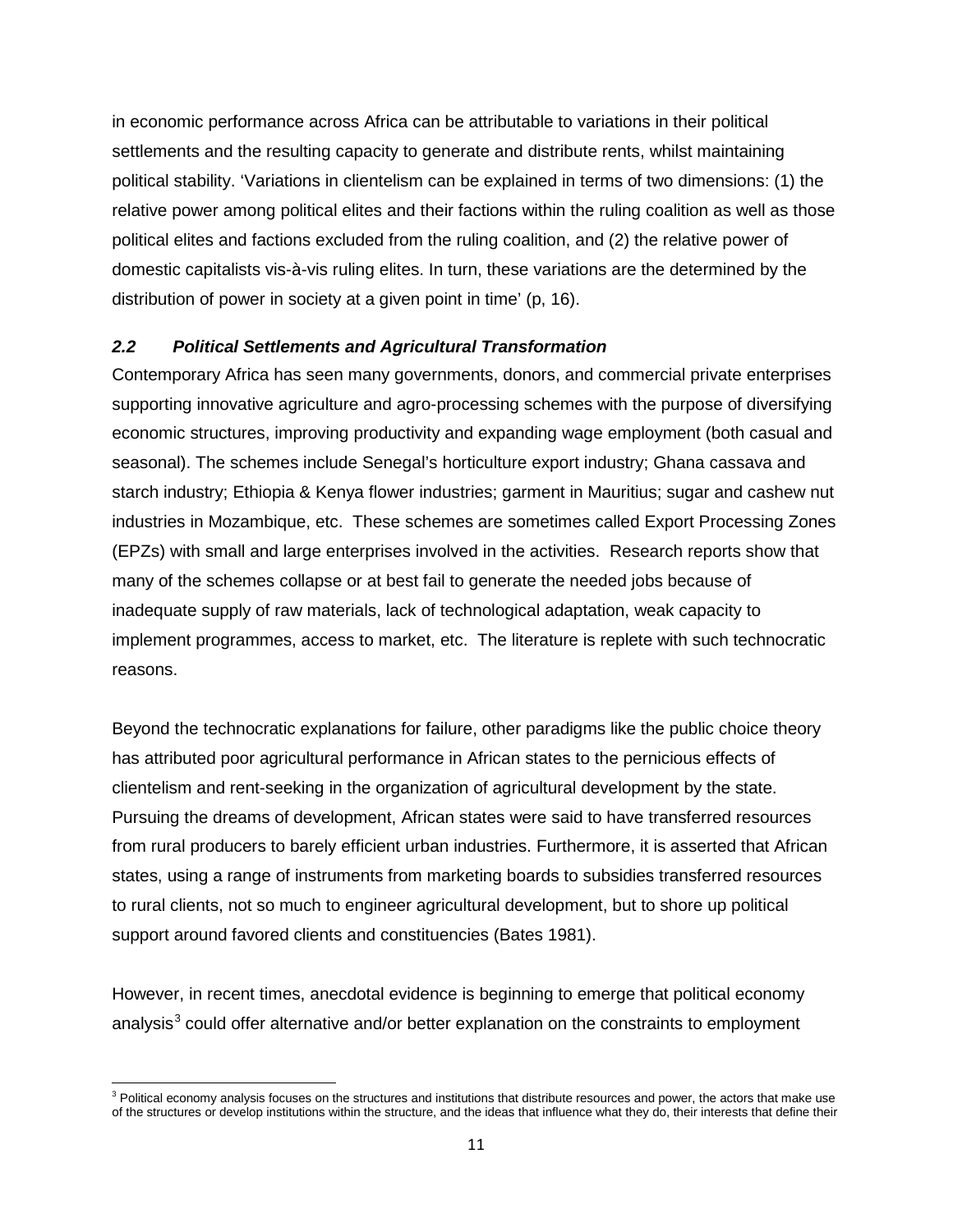in economic performance across Africa can be attributable to variations in their political settlements and the resulting capacity to generate and distribute rents, whilst maintaining political stability. 'Variations in clientelism can be explained in terms of two dimensions: (1) the relative power among political elites and their factions within the ruling coalition as well as those political elites and factions excluded from the ruling coalition, and (2) the relative power of domestic capitalists vis-à-vis ruling elites. In turn, these variations are the determined by the distribution of power in society at a given point in time' (p, 16).

### *2.2 Political Settlements and Agricultural Transformation*

Contemporary Africa has seen many governments, donors, and commercial private enterprises supporting innovative agriculture and agro-processing schemes with the purpose of diversifying economic structures, improving productivity and expanding wage employment (both casual and seasonal). The schemes include Senegal's horticulture export industry; Ghana cassava and starch industry; Ethiopia & Kenya flower industries; garment in Mauritius; sugar and cashew nut industries in Mozambique, etc. These schemes are sometimes called Export Processing Zones (EPZs) with small and large enterprises involved in the activities. Research reports show that many of the schemes collapse or at best fail to generate the needed jobs because of inadequate supply of raw materials, lack of technological adaptation, weak capacity to implement programmes, access to market, etc. The literature is replete with such technocratic reasons.

Beyond the technocratic explanations for failure, other paradigms like the public choice theory has attributed poor agricultural performance in African states to the pernicious effects of clientelism and rent-seeking in the organization of agricultural development by the state. Pursuing the dreams of development, African states were said to have transferred resources from rural producers to barely efficient urban industries. Furthermore, it is asserted that African states, using a range of instruments from marketing boards to subsidies transferred resources to rural clients, not so much to engineer agricultural development, but to shore up political support around favored clients and constituencies (Bates 1981).

However, in recent times, anecdotal evidence is beginning to emerge that political economy analysis[3] could offer alternative and/or better explanation on the constraints to employment

[3] Political economy analysis focuses on the structures and institutions that distribute resources and power, the actors that make use of the structures or develop institutions within the structure, and the ideas that influence what they do, their interests that define their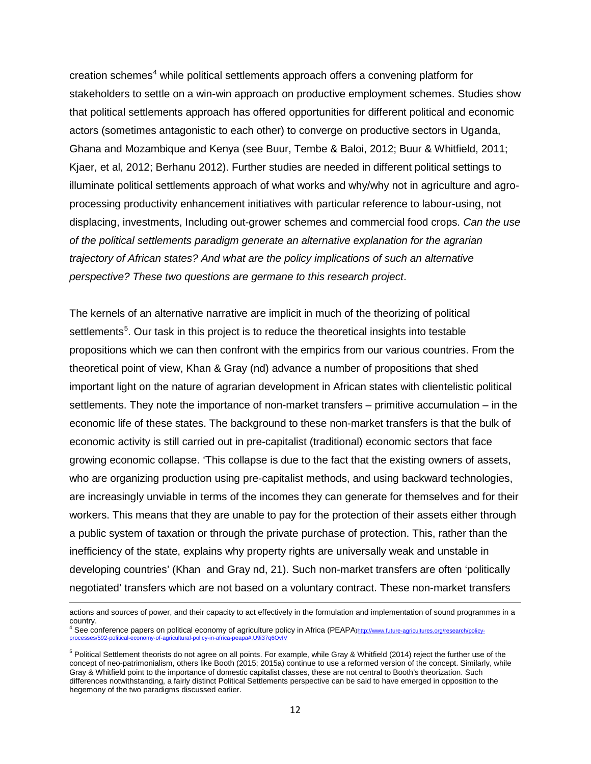creation schemes[4] while political settlements approach offers a convening platform for stakeholders to settle on a win-win approach on productive employment schemes. Studies show that political settlements approach has offered opportunities for different political and economic actors (sometimes antagonistic to each other) to converge on productive sectors in Uganda, Ghana and Mozambique and Kenya (see Buur, Tembe & Baloi, 2012; Buur & Whitfield, 2011; Kjaer, et al, 2012; Berhanu 2012). Further studies are needed in different political settings to illuminate political settlements approach of what works and why/why not in agriculture and agro-processing productivity enhancement initiatives with particular reference to labour-using, not displacing, investments, Including out-grower schemes and commercial food crops. *Can the use of the political settlements paradigm generate an alternative explanation for the agrarian trajectory of African states? And what are the policy implications of such an alternative perspective? These two questions are germane to this research project*.

The kernels of an alternative narrative are implicit in much of the theorizing of political settlements[5]. Our task in this project is to reduce the theoretical insights into testable propositions which we can then confront with the empirics from our various countries. From the theoretical point of view, Khan & Gray (nd) advance a number of propositions that shed important light on the nature of agrarian development in African states with clientelistic political settlements. They note the importance of non-market transfers – primitive accumulation – in the economic life of these states. The background to these non-market transfers is that the bulk of economic activity is still carried out in pre-capitalist (traditional) economic sectors that face growing economic collapse. 'This collapse is due to the fact that the existing owners of assets, who are organizing production using pre-capitalist methods, and using backward technologies, are increasingly unviable in terms of the incomes they can generate for themselves and for their workers. This means that they are unable to pay for the protection of their assets either through a public system of taxation or through the private purchase of protection. This, rather than the inefficiency of the state, explains why property rights are universally weak and unstable in developing countries' (Khan and Gray nd, 21). Such non-market transfers are often 'politically negotiated' transfers which are not based on a voluntary contract. These non-market transfers

---

actions and sources of power, and their capacity to act effectively in the formulation and implementation of sound programmes in a country.

[4] See conference papers on political economy of agriculture policy in Africa (PEAPA)http://www.future-agricultures.org/research/policy-processes/592-political-economy-of-agricultural-policy-in-africa-peapa#.U9i37q6OvIV

[5] Political Settlement theorists do not agree on all points. For example, while Gray & Whitfield (2014) reject the further use of the concept of neo-patrimonialism, others like Booth (2015; 2015a) continue to use a reformed version of the concept. Similarly, while Gray & Whitfield point to the importance of domestic capitalist classes, these are not central to Booth's theorization. Such differences notwithstanding, a fairly distinct Political Settlements perspective can be said to have emerged in opposition to the hegemony of the two paradigms discussed earlier.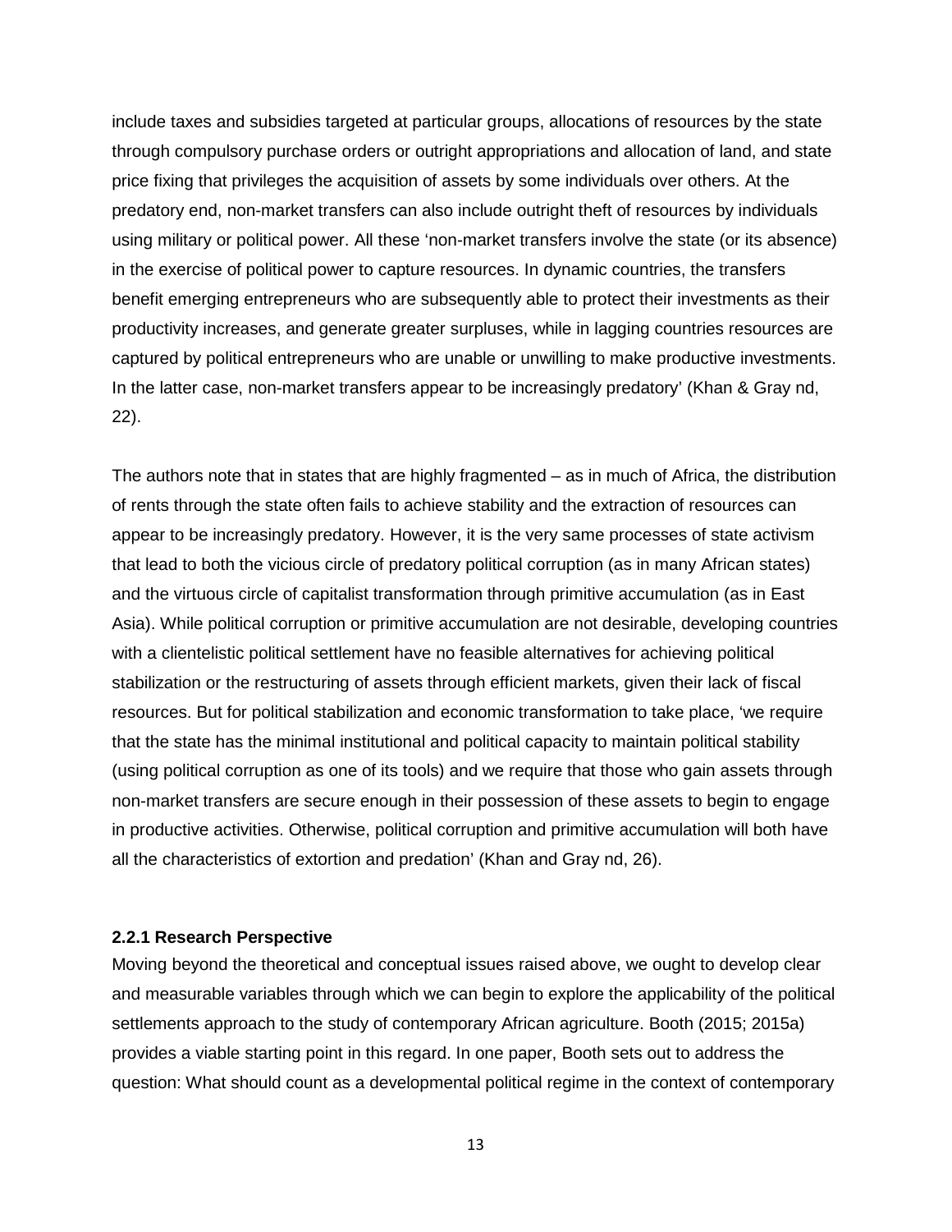include taxes and subsidies targeted at particular groups, allocations of resources by the state through compulsory purchase orders or outright appropriations and allocation of land, and state price fixing that privileges the acquisition of assets by some individuals over others. At the predatory end, non-market transfers can also include outright theft of resources by individuals using military or political power. All these 'non-market transfers involve the state (or its absence) in the exercise of political power to capture resources. In dynamic countries, the transfers benefit emerging entrepreneurs who are subsequently able to protect their investments as their productivity increases, and generate greater surpluses, while in lagging countries resources are captured by political entrepreneurs who are unable or unwilling to make productive investments. In the latter case, non-market transfers appear to be increasingly predatory' (Khan & Gray nd, 22).

The authors note that in states that are highly fragmented – as in much of Africa, the distribution of rents through the state often fails to achieve stability and the extraction of resources can appear to be increasingly predatory. However, it is the very same processes of state activism that lead to both the vicious circle of predatory political corruption (as in many African states) and the virtuous circle of capitalist transformation through primitive accumulation (as in East Asia). While political corruption or primitive accumulation are not desirable, developing countries with a clientelistic political settlement have no feasible alternatives for achieving political stabilization or the restructuring of assets through efficient markets, given their lack of fiscal resources. But for political stabilization and economic transformation to take place, 'we require that the state has the minimal institutional and political capacity to maintain political stability (using political corruption as one of its tools) and we require that those who gain assets through non-market transfers are secure enough in their possession of these assets to begin to engage in productive activities. Otherwise, political corruption and primitive accumulation will both have all the characteristics of extortion and predation' (Khan and Gray nd, 26).

### 2.2.1 Research Perspective

Moving beyond the theoretical and conceptual issues raised above, we ought to develop clear and measurable variables through which we can begin to explore the applicability of the political settlements approach to the study of contemporary African agriculture. Booth (2015; 2015a) provides a viable starting point in this regard. In one paper, Booth sets out to address the question: What should count as a developmental political regime in the context of contemporary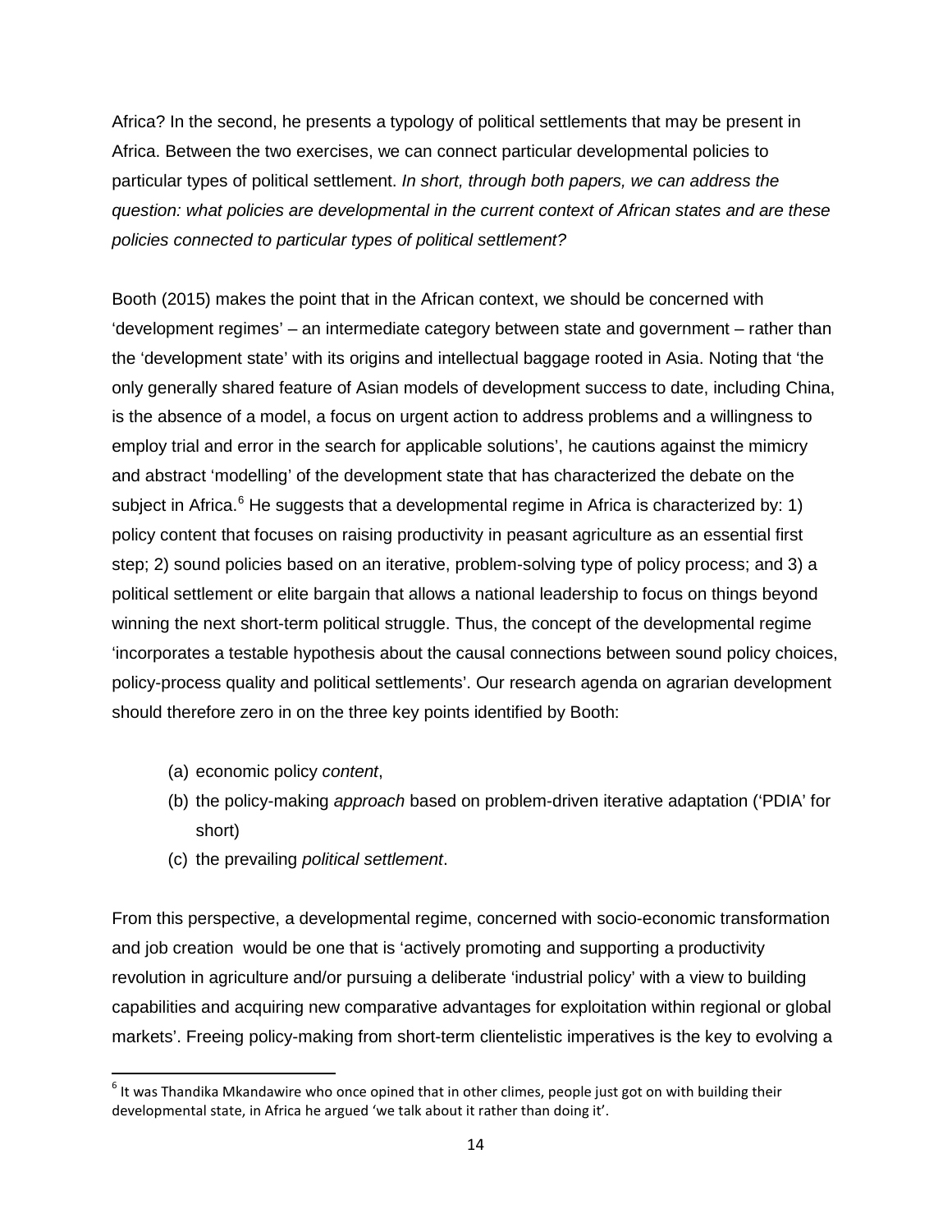Africa? In the second, he presents a typology of political settlements that may be present in Africa. Between the two exercises, we can connect particular developmental policies to particular types of political settlement. *In short, through both papers, we can address the question: what policies are developmental in the current context of African states and are these policies connected to particular types of political settlement?*

Booth (2015) makes the point that in the African context, we should be concerned with 'development regimes' – an intermediate category between state and government – rather than the 'development state' with its origins and intellectual baggage rooted in Asia. Noting that 'the only generally shared feature of Asian models of development success to date, including China, is the absence of a model, a focus on urgent action to address problems and a willingness to employ trial and error in the search for applicable solutions', he cautions against the mimicry and abstract 'modelling' of the development state that has characterized the debate on the subject in Africa.[6] He suggests that a developmental regime in Africa is characterized by: 1) policy content that focuses on raising productivity in peasant agriculture as an essential first step; 2) sound policies based on an iterative, problem-solving type of policy process; and 3) a political settlement or elite bargain that allows a national leadership to focus on things beyond winning the next short-term political struggle. Thus, the concept of the developmental regime 'incorporates a testable hypothesis about the causal connections between sound policy choices, policy-process quality and political settlements'. Our research agenda on agrarian development should therefore zero in on the three key points identified by Booth:

(a) economic policy *content*,
(b) the policy-making *approach* based on problem-driven iterative adaptation ('PDIA' for short)
(c) the prevailing *political settlement*.

From this perspective, a developmental regime, concerned with socio-economic transformation and job creation would be one that is 'actively promoting and supporting a productivity revolution in agriculture and/or pursuing a deliberate 'industrial policy' with a view to building capabilities and acquiring new comparative advantages for exploitation within regional or global markets'. Freeing policy-making from short-term clientelistic imperatives is the key to evolving a

[6] It was Thandika Mkandawire who once opined that in other climes, people just got on with building their developmental state, in Africa he argued 'we talk about it rather than doing it'.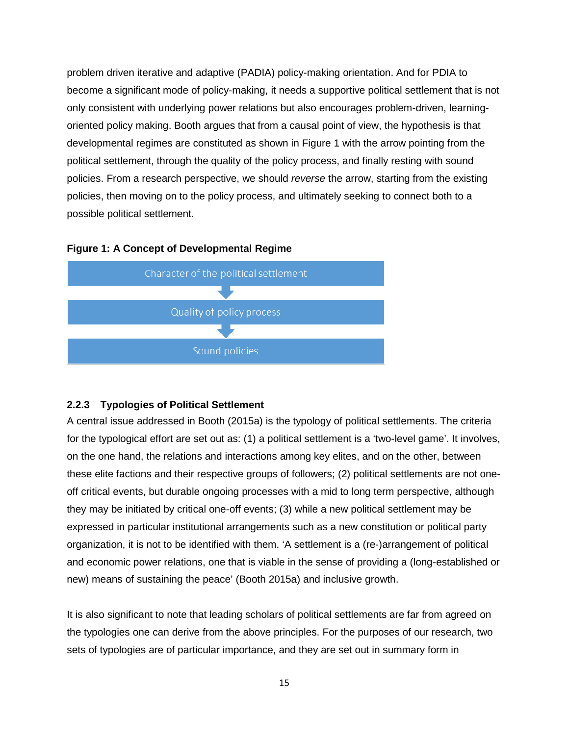problem driven iterative and adaptive (PADIA) policy-making orientation. And for PDIA to become a significant mode of policy-making, it needs a supportive political settlement that is not only consistent with underlying power relations but also encourages problem-driven, learning-oriented policy making. Booth argues that from a causal point of view, the hypothesis is that developmental regimes are constituted as shown in Figure 1 with the arrow pointing from the political settlement, through the quality of the policy process, and finally resting with sound policies. From a research perspective, we should *reverse* the arrow, starting from the existing policies, then moving on to the policy process, and ultimately seeking to connect both to a possible political settlement.

**Figure 1: A Concept of Developmental Regime**

Character of the political settlement

↓

Quality of policy process

↓

Sound policies

### 2.2.3 Typologies of Political Settlement

A central issue addressed in Booth (2015a) is the typology of political settlements. The criteria for the typological effort are set out as: (1) a political settlement is a 'two-level game'. It involves, on the one hand, the relations and interactions among key elites, and on the other, between these elite factions and their respective groups of followers; (2) political settlements are not one-off critical events, but durable ongoing processes with a mid to long term perspective, although they may be initiated by critical one-off events; (3) while a new political settlement may be expressed in particular institutional arrangements such as a new constitution or political party organization, it is not to be identified with them. 'A settlement is a (re-)arrangement of political and economic power relations, one that is viable in the sense of providing a (long-established or new) means of sustaining the peace' (Booth 2015a) and inclusive growth.

It is also significant to note that leading scholars of political settlements are far from agreed on the typologies one can derive from the above principles. For the purposes of our research, two sets of typologies are of particular importance, and they are set out in summary form in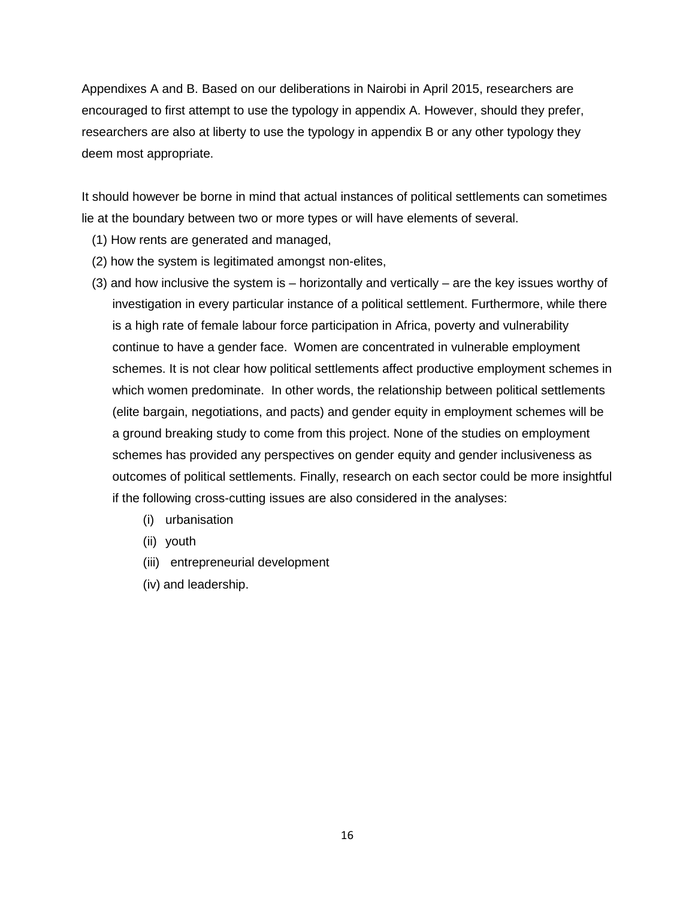Appendixes A and B. Based on our deliberations in Nairobi in April 2015, researchers are encouraged to first attempt to use the typology in appendix A. However, should they prefer, researchers are also at liberty to use the typology in appendix B or any other typology they deem most appropriate.

It should however be borne in mind that actual instances of political settlements can sometimes lie at the boundary between two or more types or will have elements of several.

(1) How rents are generated and managed,

(2) how the system is legitimated amongst non-elites,

(3) and how inclusive the system is – horizontally and vertically – are the key issues worthy of investigation in every particular instance of a political settlement. Furthermore, while there is a high rate of female labour force participation in Africa, poverty and vulnerability continue to have a gender face. Women are concentrated in vulnerable employment schemes. It is not clear how political settlements affect productive employment schemes in which women predominate. In other words, the relationship between political settlements (elite bargain, negotiations, and pacts) and gender equity in employment schemes will be a ground breaking study to come from this project. None of the studies on employment schemes has provided any perspectives on gender equity and gender inclusiveness as outcomes of political settlements. Finally, research on each sector could be more insightful if the following cross-cutting issues are also considered in the analyses:

- (i) urbanisation
- (ii) youth
- (iii) entrepreneurial development
- (iv) and leadership.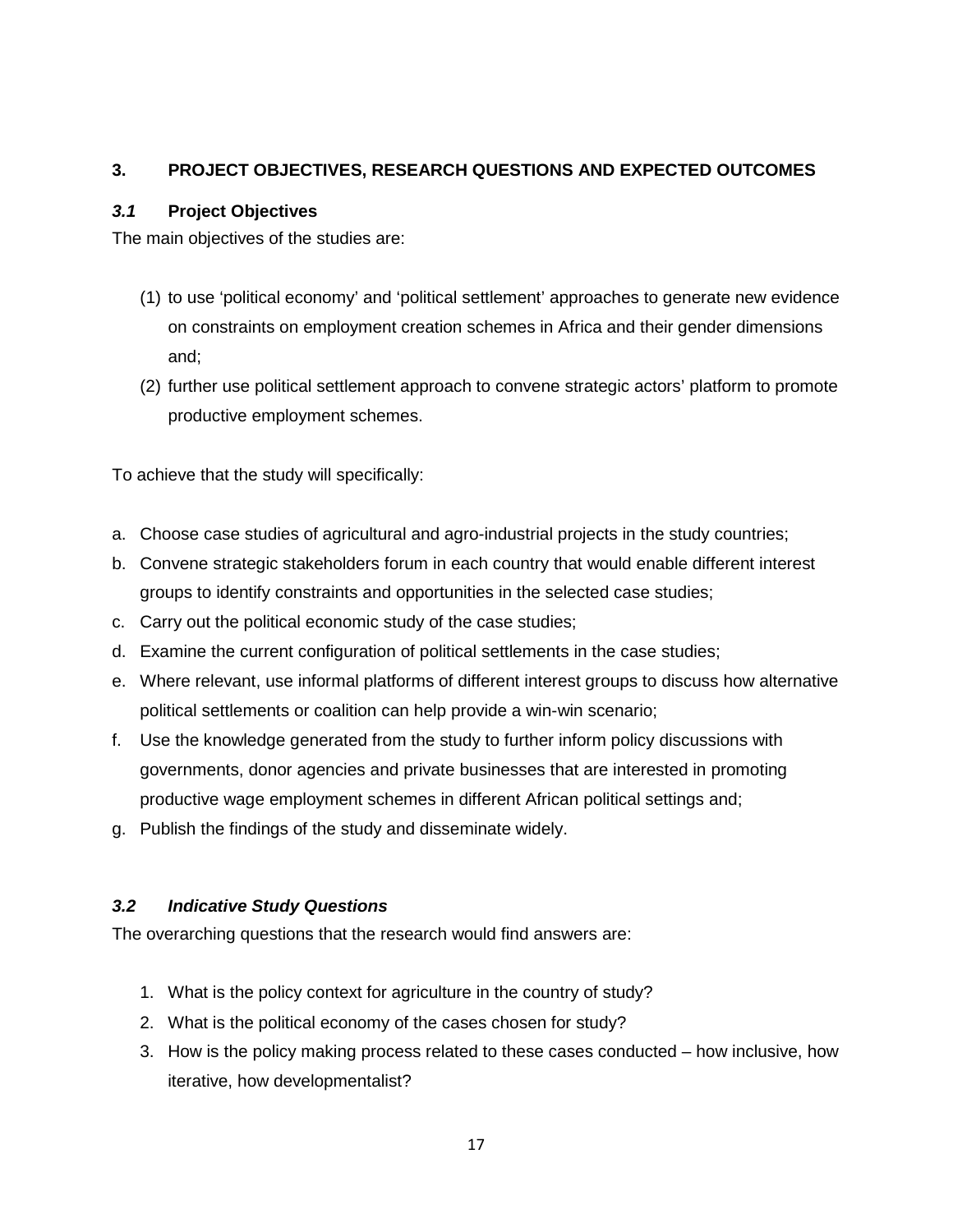## 3. PROJECT OBJECTIVES, RESEARCH QUESTIONS AND EXPECTED OUTCOMES

### *3.1* Project Objectives

The main objectives of the studies are:

(1) to use 'political economy' and 'political settlement' approaches to generate new evidence on constraints on employment creation schemes in Africa and their gender dimensions and;

(2) further use political settlement approach to convene strategic actors' platform to promote productive employment schemes.

To achieve that the study will specifically:

a. Choose case studies of agricultural and agro-industrial projects in the study countries;
b. Convene strategic stakeholders forum in each country that would enable different interest groups to identify constraints and opportunities in the selected case studies;
c. Carry out the political economic study of the case studies;
d. Examine the current configuration of political settlements in the case studies;
e. Where relevant, use informal platforms of different interest groups to discuss how alternative political settlements or coalition can help provide a win-win scenario;
f. Use the knowledge generated from the study to further inform policy discussions with governments, donor agencies and private businesses that are interested in promoting productive wage employment schemes in different African political settings and;
g. Publish the findings of the study and disseminate widely.

### *3.2 Indicative Study Questions*

The overarching questions that the research would find answers are:

1. What is the policy context for agriculture in the country of study?
2. What is the political economy of the cases chosen for study?
3. How is the policy making process related to these cases conducted – how inclusive, how iterative, how developmentalist?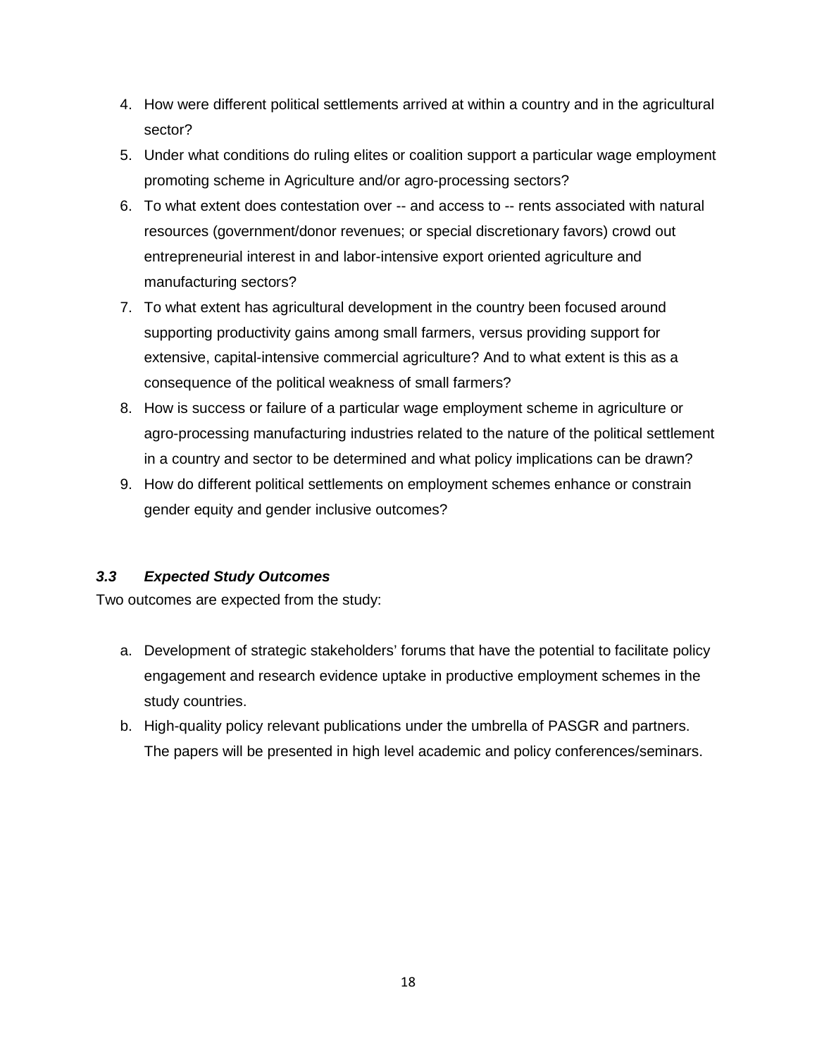4. How were different political settlements arrived at within a country and in the agricultural sector?
5. Under what conditions do ruling elites or coalition support a particular wage employment promoting scheme in Agriculture and/or agro-processing sectors?
6. To what extent does contestation over -- and access to -- rents associated with natural resources (government/donor revenues; or special discretionary favors) crowd out entrepreneurial interest in and labor-intensive export oriented agriculture and manufacturing sectors?
7. To what extent has agricultural development in the country been focused around supporting productivity gains among small farmers, versus providing support for extensive, capital-intensive commercial agriculture? And to what extent is this as a consequence of the political weakness of small farmers?
8. How is success or failure of a particular wage employment scheme in agriculture or agro-processing manufacturing industries related to the nature of the political settlement in a country and sector to be determined and what policy implications can be drawn?
9. How do different political settlements on employment schemes enhance or constrain gender equity and gender inclusive outcomes?

### *3.3 Expected Study Outcomes*

Two outcomes are expected from the study:

a. Development of strategic stakeholders' forums that have the potential to facilitate policy engagement and research evidence uptake in productive employment schemes in the study countries.
b. High-quality policy relevant publications under the umbrella of PASGR and partners. The papers will be presented in high level academic and policy conferences/seminars.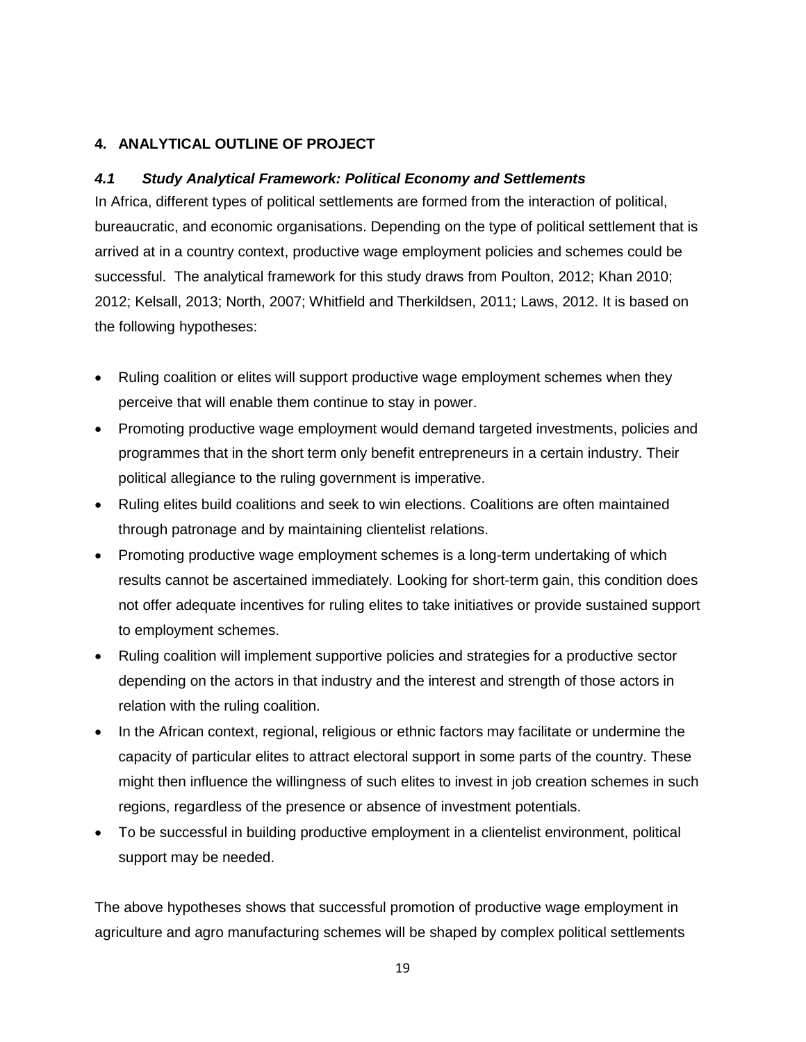## 4. ANALYTICAL OUTLINE OF PROJECT

### *4.1 Study Analytical Framework: Political Economy and Settlements*

In Africa, different types of political settlements are formed from the interaction of political, bureaucratic, and economic organisations. Depending on the type of political settlement that is arrived at in a country context, productive wage employment policies and schemes could be successful. The analytical framework for this study draws from Poulton, 2012; Khan 2010; 2012; Kelsall, 2013; North, 2007; Whitfield and Therkildsen, 2011; Laws, 2012. It is based on the following hypotheses:

- Ruling coalition or elites will support productive wage employment schemes when they perceive that will enable them continue to stay in power.
- Promoting productive wage employment would demand targeted investments, policies and programmes that in the short term only benefit entrepreneurs in a certain industry. Their political allegiance to the ruling government is imperative.
- Ruling elites build coalitions and seek to win elections. Coalitions are often maintained through patronage and by maintaining clientelist relations.
- Promoting productive wage employment schemes is a long-term undertaking of which results cannot be ascertained immediately. Looking for short-term gain, this condition does not offer adequate incentives for ruling elites to take initiatives or provide sustained support to employment schemes.
- Ruling coalition will implement supportive policies and strategies for a productive sector depending on the actors in that industry and the interest and strength of those actors in relation with the ruling coalition.
- In the African context, regional, religious or ethnic factors may facilitate or undermine the capacity of particular elites to attract electoral support in some parts of the country. These might then influence the willingness of such elites to invest in job creation schemes in such regions, regardless of the presence or absence of investment potentials.
- To be successful in building productive employment in a clientelist environment, political support may be needed.

The above hypotheses shows that successful promotion of productive wage employment in agriculture and agro manufacturing schemes will be shaped by complex political settlements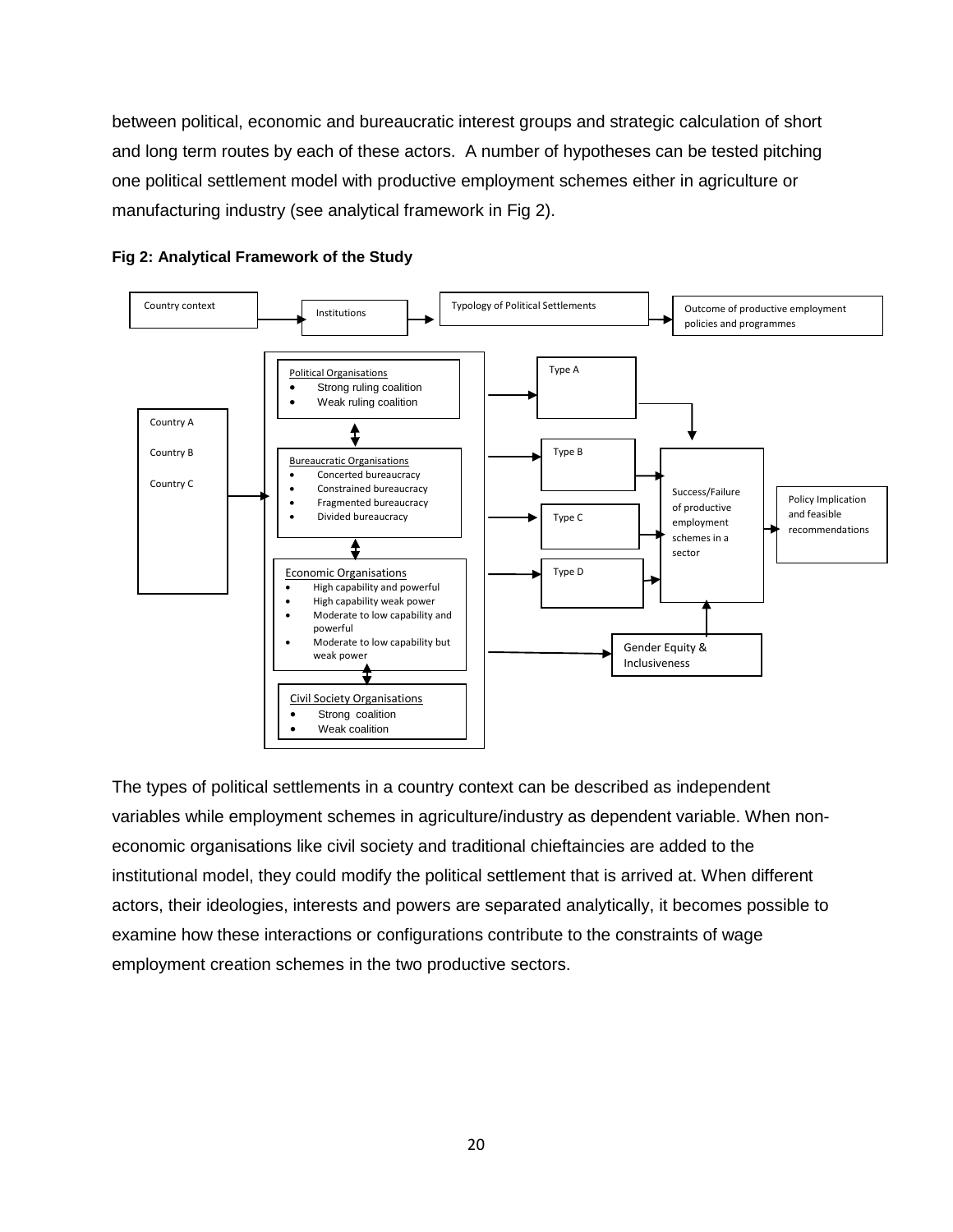between political, economic and bureaucratic interest groups and strategic calculation of short and long term routes by each of these actors. A number of hypotheses can be tested pitching one political settlement model with productive employment schemes either in agriculture or manufacturing industry (see analytical framework in Fig 2).

**Fig 2: Analytical Framework of the Study**

Country context → Institutions → Typology of Political Settlements → Outcome of productive employment policies and programmes

Country A

Country B

Country C

Political Organisations
- Strong ruling coalition
- Weak ruling coalition

Bureaucratic Organisations
- Concerted bureaucracy
- Constrained bureaucracy
- Fragmented bureaucracy
- Divided bureaucracy

Economic Organisations
- High capability and powerful
- High capability weak power
- Moderate to low capability and powerful
- Moderate to low capability but weak power

Civil Society Organisations
- Strong coalition
- Weak coalition

Type A

Type B

Type C

Type D

Success/Failure of productive employment schemes in a sector

Gender Equity & Inclusiveness

Policy Implication and feasible recommendations

The types of political settlements in a country context can be described as independent variables while employment schemes in agriculture/industry as dependent variable. When non-economic organisations like civil society and traditional chieftaincies are added to the institutional model, they could modify the political settlement that is arrived at. When different actors, their ideologies, interests and powers are separated analytically, it becomes possible to examine how these interactions or configurations contribute to the constraints of wage employment creation schemes in the two productive sectors.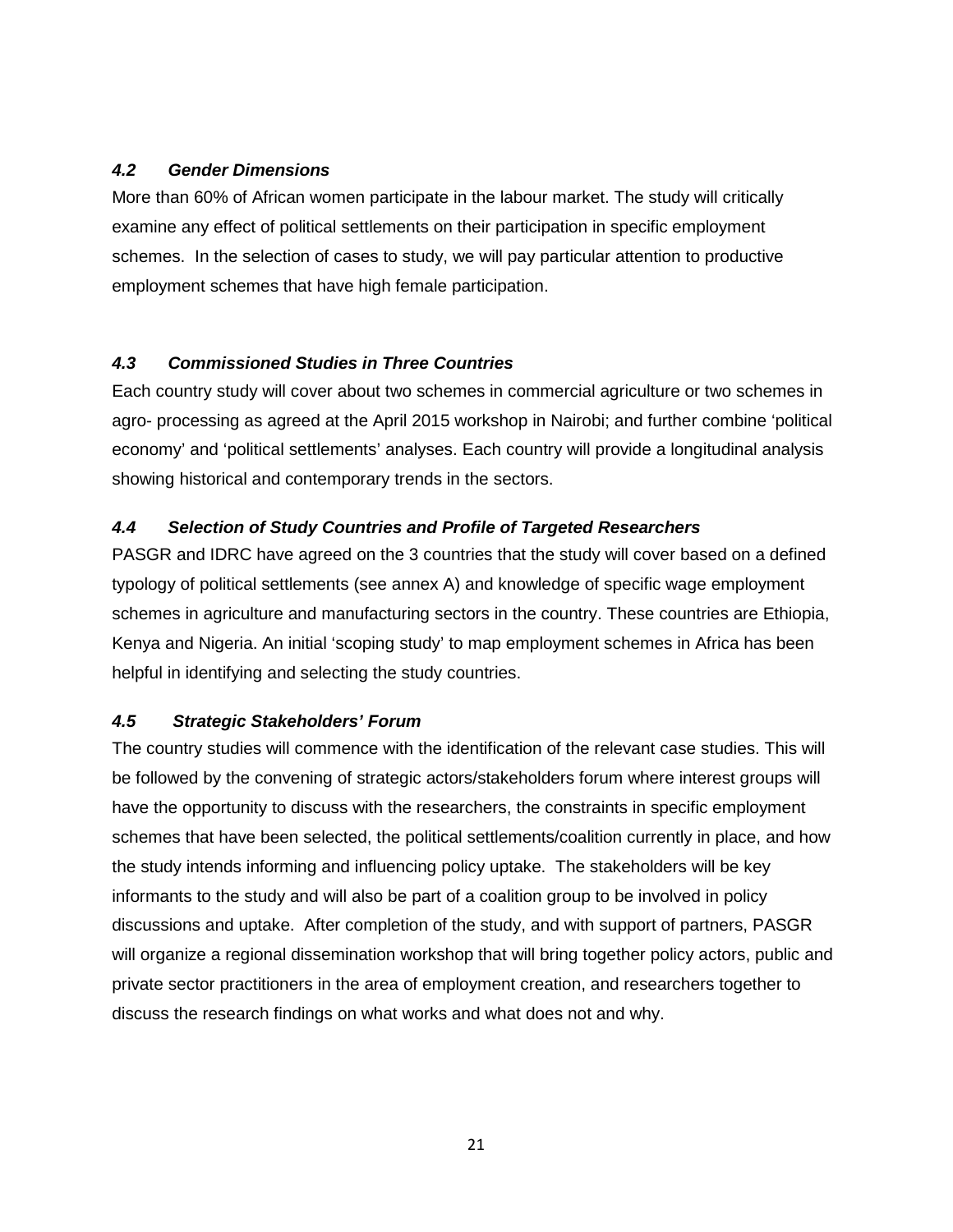### *4.2 Gender Dimensions*

More than 60% of African women participate in the labour market. The study will critically examine any effect of political settlements on their participation in specific employment schemes. In the selection of cases to study, we will pay particular attention to productive employment schemes that have high female participation.

### *4.3 Commissioned Studies in Three Countries*

Each country study will cover about two schemes in commercial agriculture or two schemes in agro- processing as agreed at the April 2015 workshop in Nairobi; and further combine 'political economy' and 'political settlements' analyses. Each country will provide a longitudinal analysis showing historical and contemporary trends in the sectors.

### *4.4 Selection of Study Countries and Profile of Targeted Researchers*

PASGR and IDRC have agreed on the 3 countries that the study will cover based on a defined typology of political settlements (see annex A) and knowledge of specific wage employment schemes in agriculture and manufacturing sectors in the country. These countries are Ethiopia, Kenya and Nigeria. An initial 'scoping study' to map employment schemes in Africa has been helpful in identifying and selecting the study countries.

### *4.5 Strategic Stakeholders' Forum*

The country studies will commence with the identification of the relevant case studies. This will be followed by the convening of strategic actors/stakeholders forum where interest groups will have the opportunity to discuss with the researchers, the constraints in specific employment schemes that have been selected, the political settlements/coalition currently in place, and how the study intends informing and influencing policy uptake. The stakeholders will be key informants to the study and will also be part of a coalition group to be involved in policy discussions and uptake. After completion of the study, and with support of partners, PASGR will organize a regional dissemination workshop that will bring together policy actors, public and private sector practitioners in the area of employment creation, and researchers together to discuss the research findings on what works and what does not and why.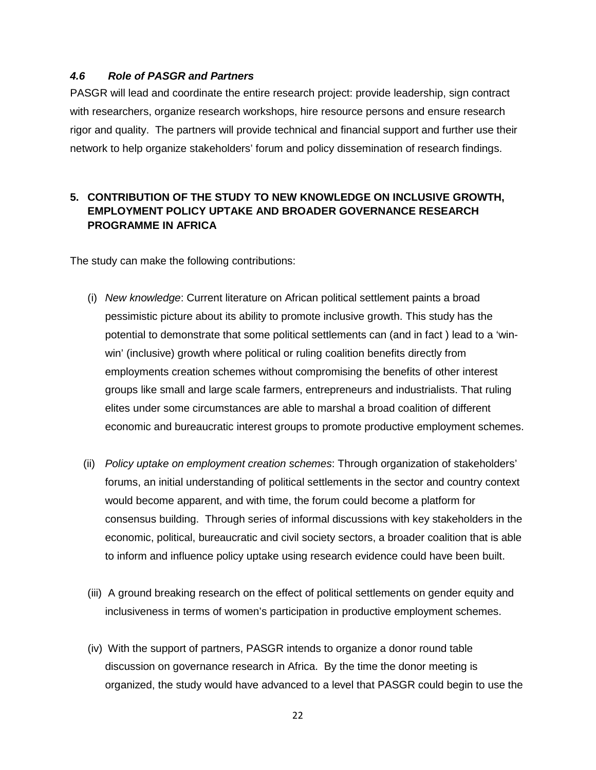### *4.6 Role of PASGR and Partners*

PASGR will lead and coordinate the entire research project: provide leadership, sign contract with researchers, organize research workshops, hire resource persons and ensure research rigor and quality. The partners will provide technical and financial support and further use their network to help organize stakeholders' forum and policy dissemination of research findings.

## 5. CONTRIBUTION OF THE STUDY TO NEW KNOWLEDGE ON INCLUSIVE GROWTH, EMPLOYMENT POLICY UPTAKE AND BROADER GOVERNANCE RESEARCH PROGRAMME IN AFRICA

The study can make the following contributions:

(i) *New knowledge*: Current literature on African political settlement paints a broad pessimistic picture about its ability to promote inclusive growth. This study has the potential to demonstrate that some political settlements can (and in fact ) lead to a 'win-win' (inclusive) growth where political or ruling coalition benefits directly from employments creation schemes without compromising the benefits of other interest groups like small and large scale farmers, entrepreneurs and industrialists. That ruling elites under some circumstances are able to marshal a broad coalition of different economic and bureaucratic interest groups to promote productive employment schemes.

(ii) *Policy uptake on employment creation schemes*: Through organization of stakeholders' forums, an initial understanding of political settlements in the sector and country context would become apparent, and with time, the forum could become a platform for consensus building. Through series of informal discussions with key stakeholders in the economic, political, bureaucratic and civil society sectors, a broader coalition that is able to inform and influence policy uptake using research evidence could have been built.

(iii) A ground breaking research on the effect of political settlements on gender equity and inclusiveness in terms of women's participation in productive employment schemes.

(iv) With the support of partners, PASGR intends to organize a donor round table discussion on governance research in Africa. By the time the donor meeting is organized, the study would have advanced to a level that PASGR could begin to use the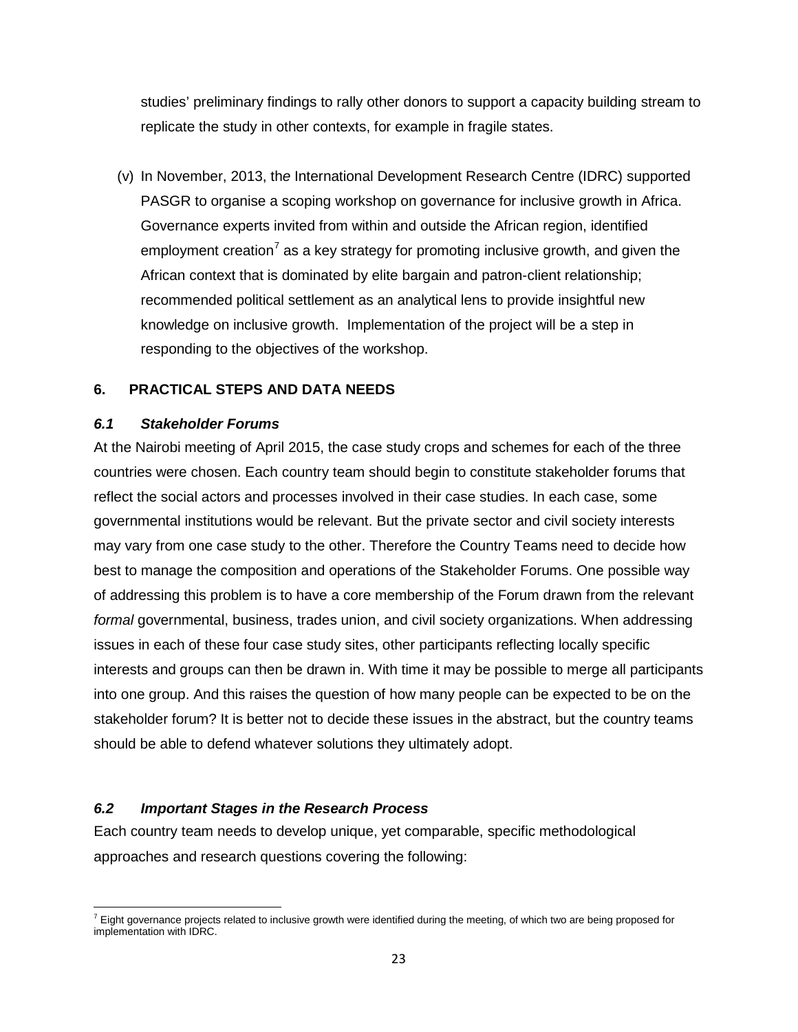studies' preliminary findings to rally other donors to support a capacity building stream to replicate the study in other contexts, for example in fragile states.

(v) In November, 2013, the International Development Research Centre (IDRC) supported PASGR to organise a scoping workshop on governance for inclusive growth in Africa. Governance experts invited from within and outside the African region, identified employment creation[7] as a key strategy for promoting inclusive growth, and given the African context that is dominated by elite bargain and patron-client relationship; recommended political settlement as an analytical lens to provide insightful new knowledge on inclusive growth. Implementation of the project will be a step in responding to the objectives of the workshop.

## 6. PRACTICAL STEPS AND DATA NEEDS

### *6.1 Stakeholder Forums*

At the Nairobi meeting of April 2015, the case study crops and schemes for each of the three countries were chosen. Each country team should begin to constitute stakeholder forums that reflect the social actors and processes involved in their case studies. In each case, some governmental institutions would be relevant. But the private sector and civil society interests may vary from one case study to the other. Therefore the Country Teams need to decide how best to manage the composition and operations of the Stakeholder Forums. One possible way of addressing this problem is to have a core membership of the Forum drawn from the relevant *formal* governmental, business, trades union, and civil society organizations. When addressing issues in each of these four case study sites, other participants reflecting locally specific interests and groups can then be drawn in. With time it may be possible to merge all participants into one group. And this raises the question of how many people can be expected to be on the stakeholder forum? It is better not to decide these issues in the abstract, but the country teams should be able to defend whatever solutions they ultimately adopt.

### *6.2 Important Stages in the Research Process*

Each country team needs to develop unique, yet comparable, specific methodological approaches and research questions covering the following:

[7] Eight governance projects related to inclusive growth were identified during the meeting, of which two are being proposed for implementation with IDRC.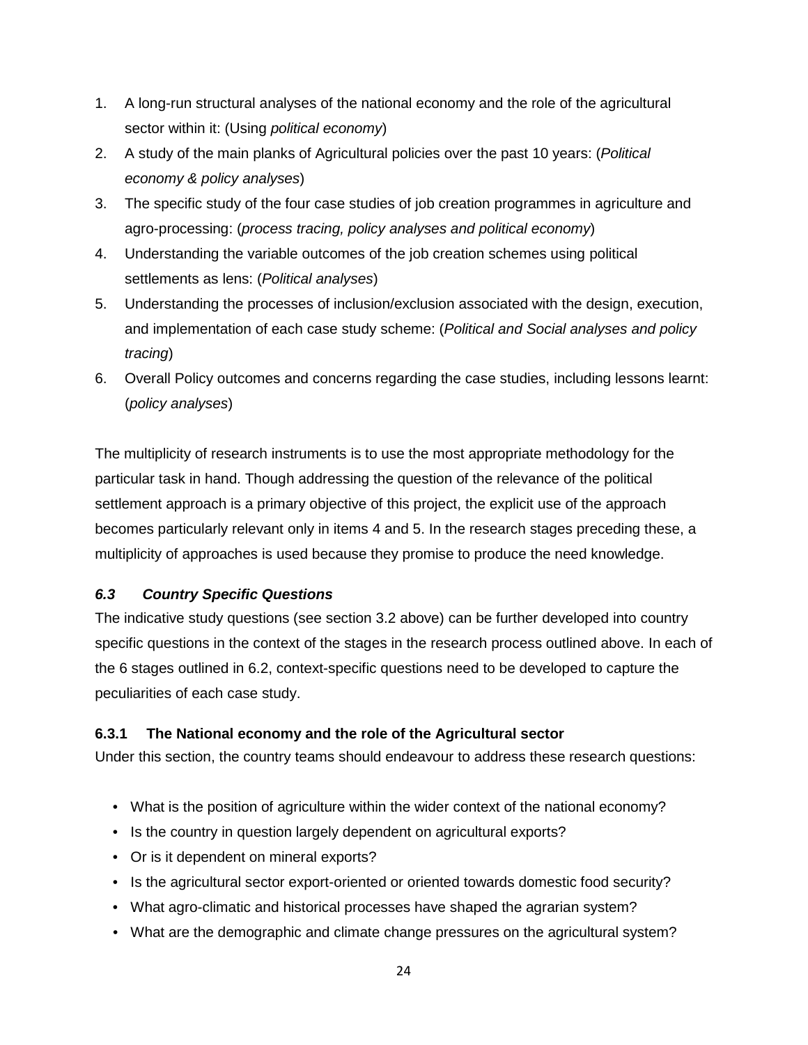1. A long-run structural analyses of the national economy and the role of the agricultural sector within it: (Using *political economy*)
2. A study of the main planks of Agricultural policies over the past 10 years: (*Political economy & policy analyses*)
3. The specific study of the four case studies of job creation programmes in agriculture and agro-processing: (*process tracing, policy analyses and political economy*)
4. Understanding the variable outcomes of the job creation schemes using political settlements as lens: (*Political analyses*)
5. Understanding the processes of inclusion/exclusion associated with the design, execution, and implementation of each case study scheme: (*Political and Social analyses and policy tracing*)
6. Overall Policy outcomes and concerns regarding the case studies, including lessons learnt: (*policy analyses*)

The multiplicity of research instruments is to use the most appropriate methodology for the particular task in hand. Though addressing the question of the relevance of the political settlement approach is a primary objective of this project, the explicit use of the approach becomes particularly relevant only in items 4 and 5. In the research stages preceding these, a multiplicity of approaches is used because they promise to produce the need knowledge.

### *6.3 Country Specific Questions*

The indicative study questions (see section 3.2 above) can be further developed into country specific questions in the context of the stages in the research process outlined above. In each of the 6 stages outlined in 6.2, context-specific questions need to be developed to capture the peculiarities of each case study.

#### 6.3.1 The National economy and the role of the Agricultural sector

Under this section, the country teams should endeavour to address these research questions:

- What is the position of agriculture within the wider context of the national economy?
- Is the country in question largely dependent on agricultural exports?
- Or is it dependent on mineral exports?
- Is the agricultural sector export-oriented or oriented towards domestic food security?
- What agro-climatic and historical processes have shaped the agrarian system?
- What are the demographic and climate change pressures on the agricultural system?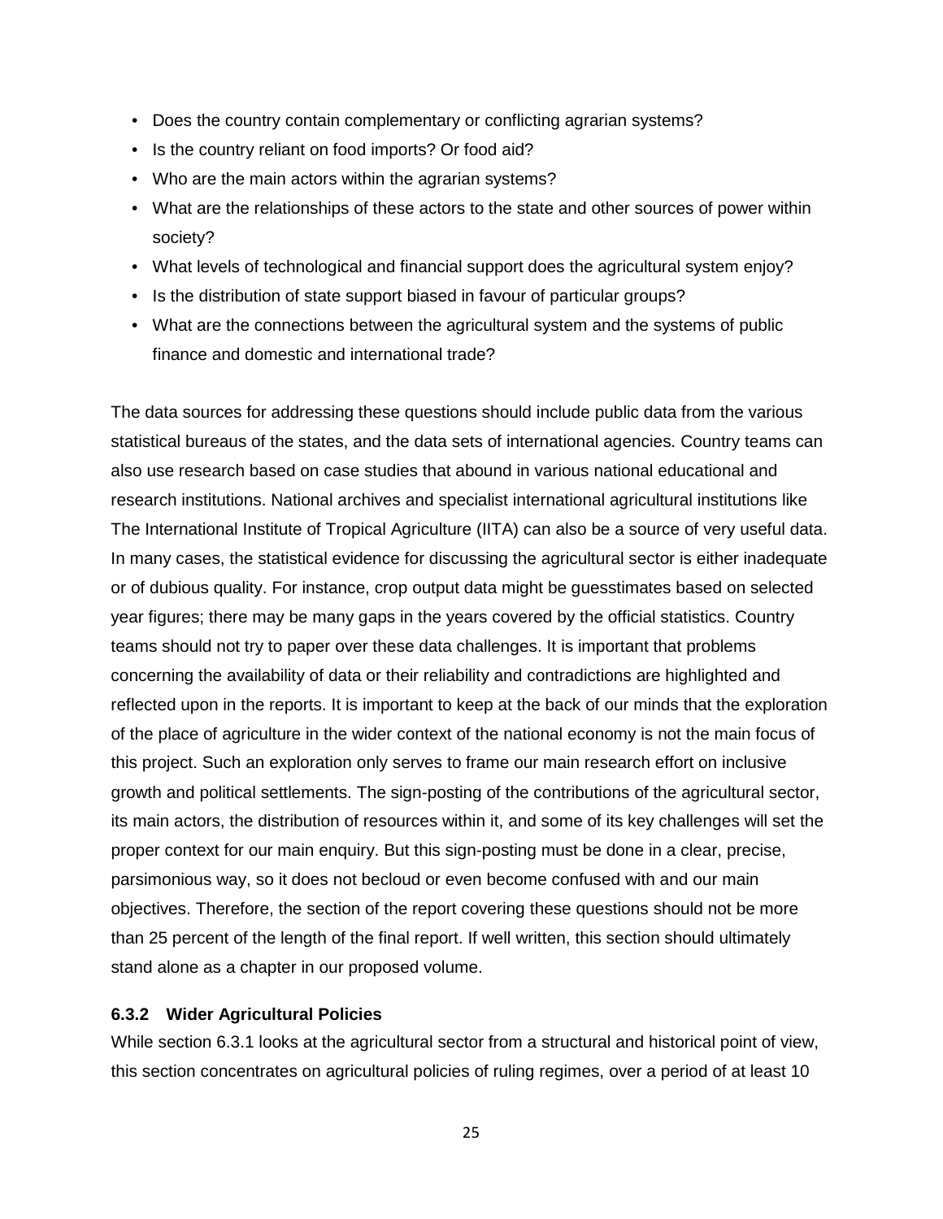- Does the country contain complementary or conflicting agrarian systems?
- Is the country reliant on food imports? Or food aid?
- Who are the main actors within the agrarian systems?
- What are the relationships of these actors to the state and other sources of power within society?
- What levels of technological and financial support does the agricultural system enjoy?
- Is the distribution of state support biased in favour of particular groups?
- What are the connections between the agricultural system and the systems of public finance and domestic and international trade?

The data sources for addressing these questions should include public data from the various statistical bureaus of the states, and the data sets of international agencies. Country teams can also use research based on case studies that abound in various national educational and research institutions. National archives and specialist international agricultural institutions like The International Institute of Tropical Agriculture (IITA) can also be a source of very useful data. In many cases, the statistical evidence for discussing the agricultural sector is either inadequate or of dubious quality. For instance, crop output data might be guesstimates based on selected year figures; there may be many gaps in the years covered by the official statistics. Country teams should not try to paper over these data challenges. It is important that problems concerning the availability of data or their reliability and contradictions are highlighted and reflected upon in the reports. It is important to keep at the back of our minds that the exploration of the place of agriculture in the wider context of the national economy is not the main focus of this project. Such an exploration only serves to frame our main research effort on inclusive growth and political settlements. The sign-posting of the contributions of the agricultural sector, its main actors, the distribution of resources within it, and some of its key challenges will set the proper context for our main enquiry. But this sign-posting must be done in a clear, precise, parsimonious way, so it does not becloud or even become confused with and our main objectives. Therefore, the section of the report covering these questions should not be more than 25 percent of the length of the final report. If well written, this section should ultimately stand alone as a chapter in our proposed volume.

#### 6.3.2 Wider Agricultural Policies

While section 6.3.1 looks at the agricultural sector from a structural and historical point of view, this section concentrates on agricultural policies of ruling regimes, over a period of at least 10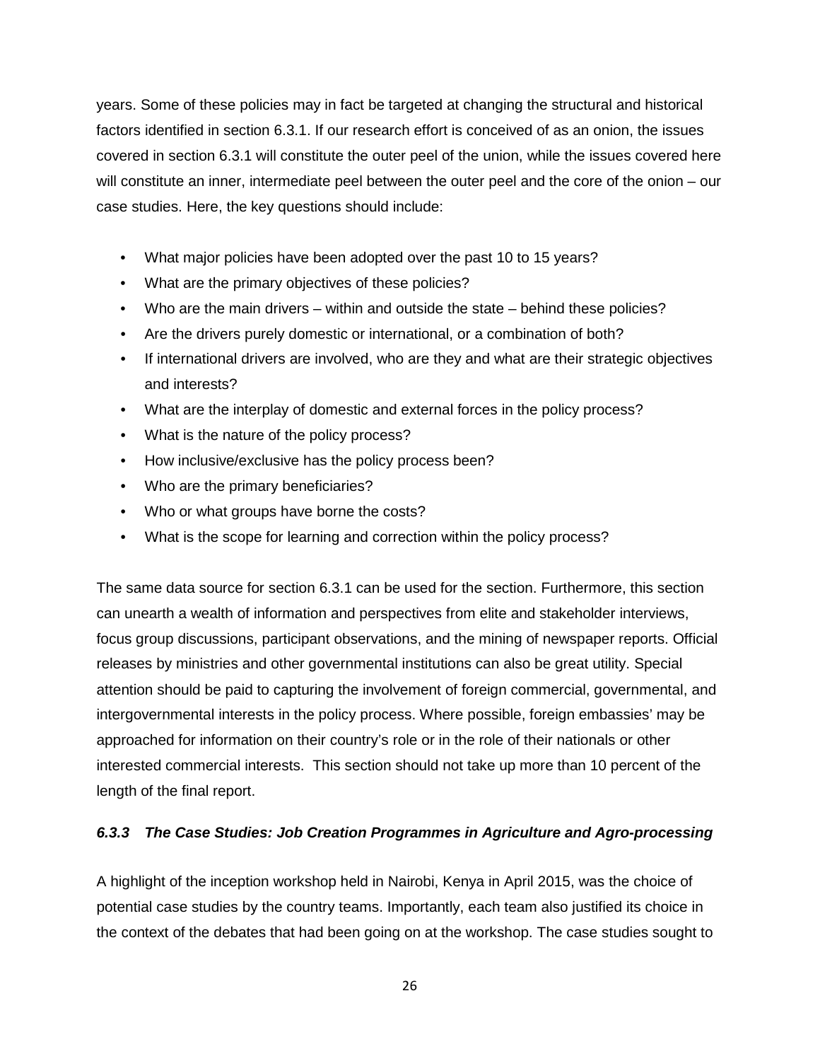years. Some of these policies may in fact be targeted at changing the structural and historical factors identified in section 6.3.1. If our research effort is conceived of as an onion, the issues covered in section 6.3.1 will constitute the outer peel of the union, while the issues covered here will constitute an inner, intermediate peel between the outer peel and the core of the onion – our case studies. Here, the key questions should include:

- What major policies have been adopted over the past 10 to 15 years?
- What are the primary objectives of these policies?
- Who are the main drivers – within and outside the state – behind these policies?
- Are the drivers purely domestic or international, or a combination of both?
- If international drivers are involved, who are they and what are their strategic objectives and interests?
- What are the interplay of domestic and external forces in the policy process?
- What is the nature of the policy process?
- How inclusive/exclusive has the policy process been?
- Who are the primary beneficiaries?
- Who or what groups have borne the costs?
- What is the scope for learning and correction within the policy process?

The same data source for section 6.3.1 can be used for the section. Furthermore, this section can unearth a wealth of information and perspectives from elite and stakeholder interviews, focus group discussions, participant observations, and the mining of newspaper reports. Official releases by ministries and other governmental institutions can also be great utility. Special attention should be paid to capturing the involvement of foreign commercial, governmental, and intergovernmental interests in the policy process. Where possible, foreign embassies' may be approached for information on their country's role or in the role of their nationals or other interested commercial interests. This section should not take up more than 10 percent of the length of the final report.

#### *6.3.3 The Case Studies: Job Creation Programmes in Agriculture and Agro-processing*

A highlight of the inception workshop held in Nairobi, Kenya in April 2015, was the choice of potential case studies by the country teams. Importantly, each team also justified its choice in the context of the debates that had been going on at the workshop. The case studies sought to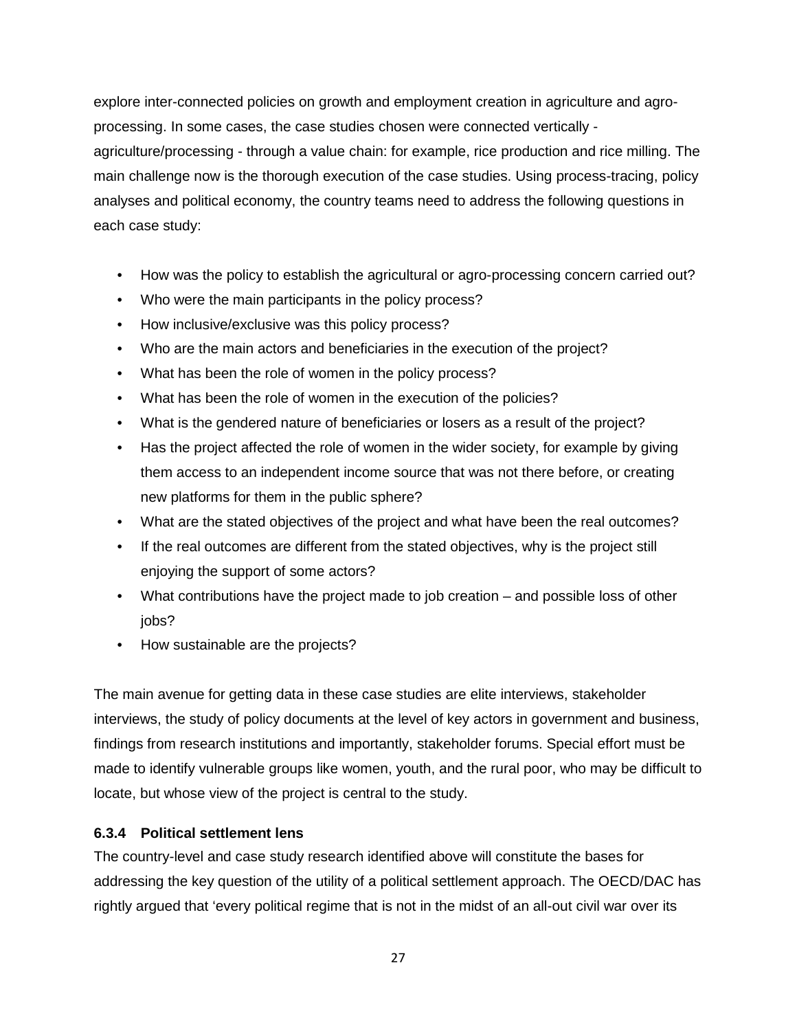explore inter-connected policies on growth and employment creation in agriculture and agro-processing. In some cases, the case studies chosen were connected vertically - agriculture/processing - through a value chain: for example, rice production and rice milling. The main challenge now is the thorough execution of the case studies. Using process-tracing, policy analyses and political economy, the country teams need to address the following questions in each case study:

- How was the policy to establish the agricultural or agro-processing concern carried out?
- Who were the main participants in the policy process?
- How inclusive/exclusive was this policy process?
- Who are the main actors and beneficiaries in the execution of the project?
- What has been the role of women in the policy process?
- What has been the role of women in the execution of the policies?
- What is the gendered nature of beneficiaries or losers as a result of the project?
- Has the project affected the role of women in the wider society, for example by giving them access to an independent income source that was not there before, or creating new platforms for them in the public sphere?
- What are the stated objectives of the project and what have been the real outcomes?
- If the real outcomes are different from the stated objectives, why is the project still enjoying the support of some actors?
- What contributions have the project made to job creation – and possible loss of other jobs?
- How sustainable are the projects?

The main avenue for getting data in these case studies are elite interviews, stakeholder interviews, the study of policy documents at the level of key actors in government and business, findings from research institutions and importantly, stakeholder forums. Special effort must be made to identify vulnerable groups like women, youth, and the rural poor, who may be difficult to locate, but whose view of the project is central to the study.

#### 6.3.4 Political settlement lens

The country-level and case study research identified above will constitute the bases for addressing the key question of the utility of a political settlement approach. The OECD/DAC has rightly argued that 'every political regime that is not in the midst of an all-out civil war over its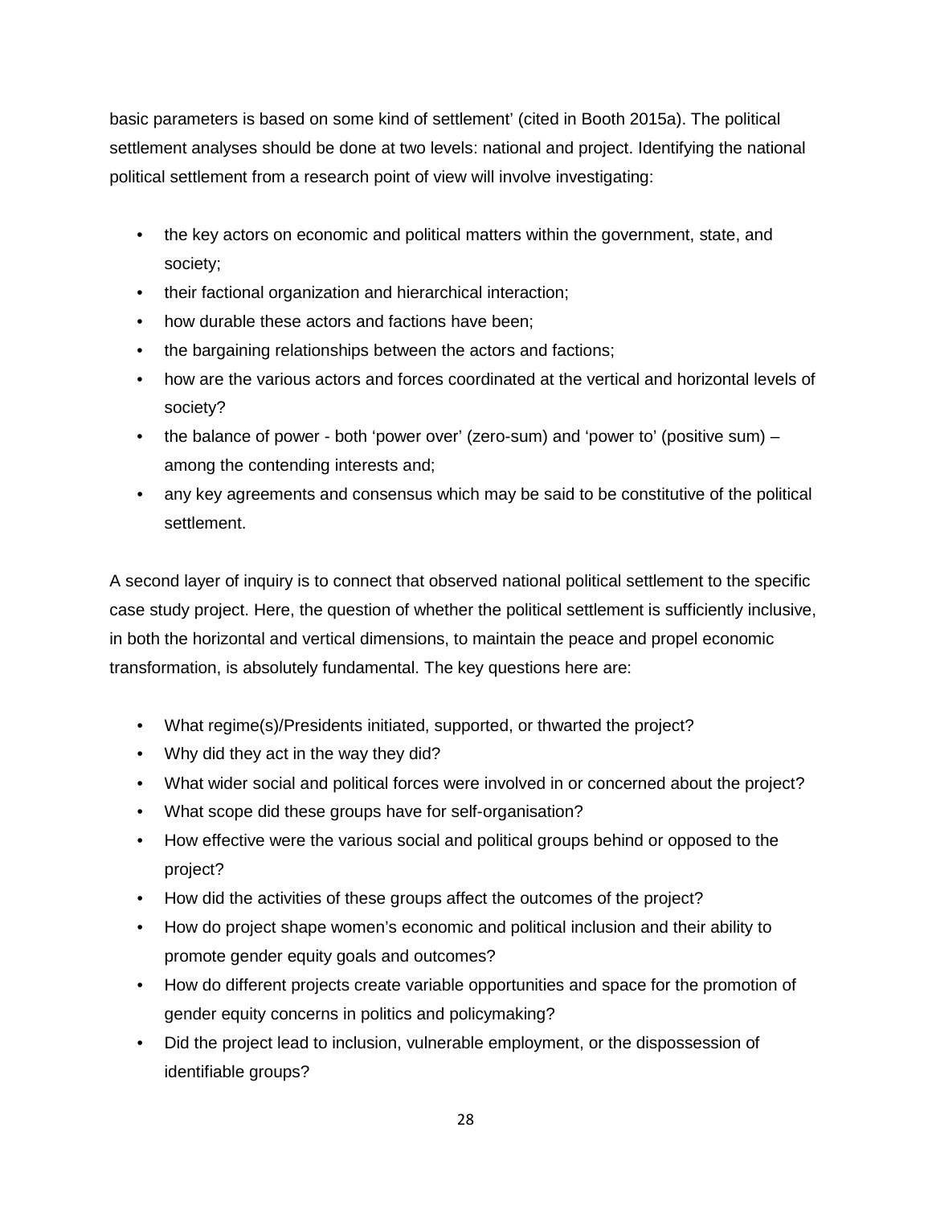basic parameters is based on some kind of settlement' (cited in Booth 2015a). The political settlement analyses should be done at two levels: national and project. Identifying the national political settlement from a research point of view will involve investigating:

- the key actors on economic and political matters within the government, state, and society;
- their factional organization and hierarchical interaction;
- how durable these actors and factions have been;
- the bargaining relationships between the actors and factions;
- how are the various actors and forces coordinated at the vertical and horizontal levels of society?
- the balance of power - both 'power over' (zero-sum) and 'power to' (positive sum) – among the contending interests and;
- any key agreements and consensus which may be said to be constitutive of the political settlement.

A second layer of inquiry is to connect that observed national political settlement to the specific case study project. Here, the question of whether the political settlement is sufficiently inclusive, in both the horizontal and vertical dimensions, to maintain the peace and propel economic transformation, is absolutely fundamental. The key questions here are:

- What regime(s)/Presidents initiated, supported, or thwarted the project?
- Why did they act in the way they did?
- What wider social and political forces were involved in or concerned about the project?
- What scope did these groups have for self-organisation?
- How effective were the various social and political groups behind or opposed to the project?
- How did the activities of these groups affect the outcomes of the project?
- How do project shape women's economic and political inclusion and their ability to promote gender equity goals and outcomes?
- How do different projects create variable opportunities and space for the promotion of gender equity concerns in politics and policymaking?
- Did the project lead to inclusion, vulnerable employment, or the dispossession of identifiable groups?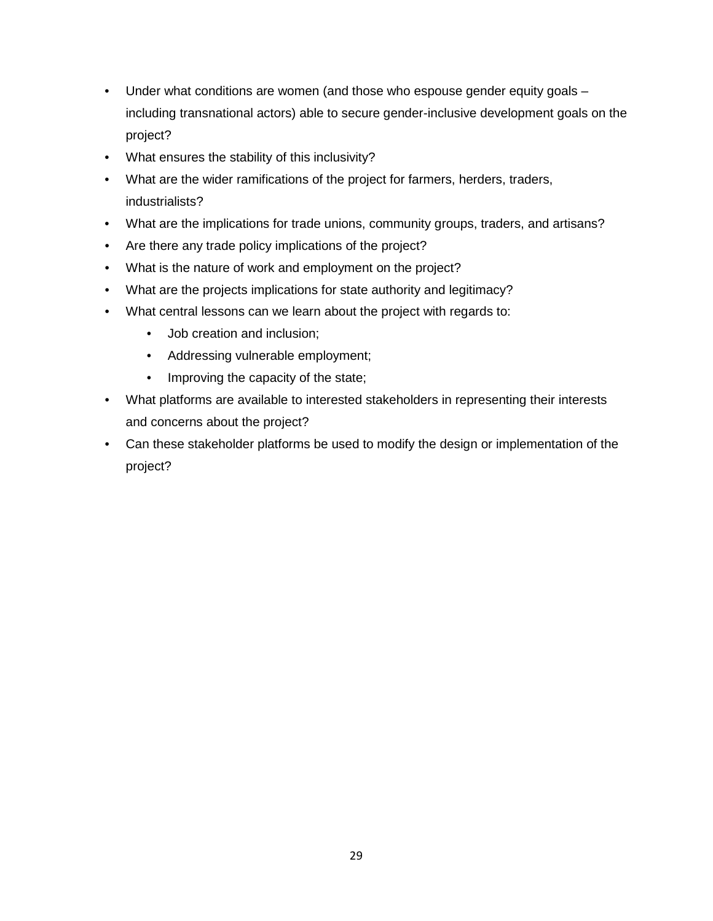- Under what conditions are women (and those who espouse gender equity goals – including transnational actors) able to secure gender-inclusive development goals on the project?
- What ensures the stability of this inclusivity?
- What are the wider ramifications of the project for farmers, herders, traders, industrialists?
- What are the implications for trade unions, community groups, traders, and artisans?
- Are there any trade policy implications of the project?
- What is the nature of work and employment on the project?
- What are the projects implications for state authority and legitimacy?
- What central lessons can we learn about the project with regards to:
    - Job creation and inclusion;
    - Addressing vulnerable employment;
    - Improving the capacity of the state;
- What platforms are available to interested stakeholders in representing their interests and concerns about the project?
- Can these stakeholder platforms be used to modify the design or implementation of the project?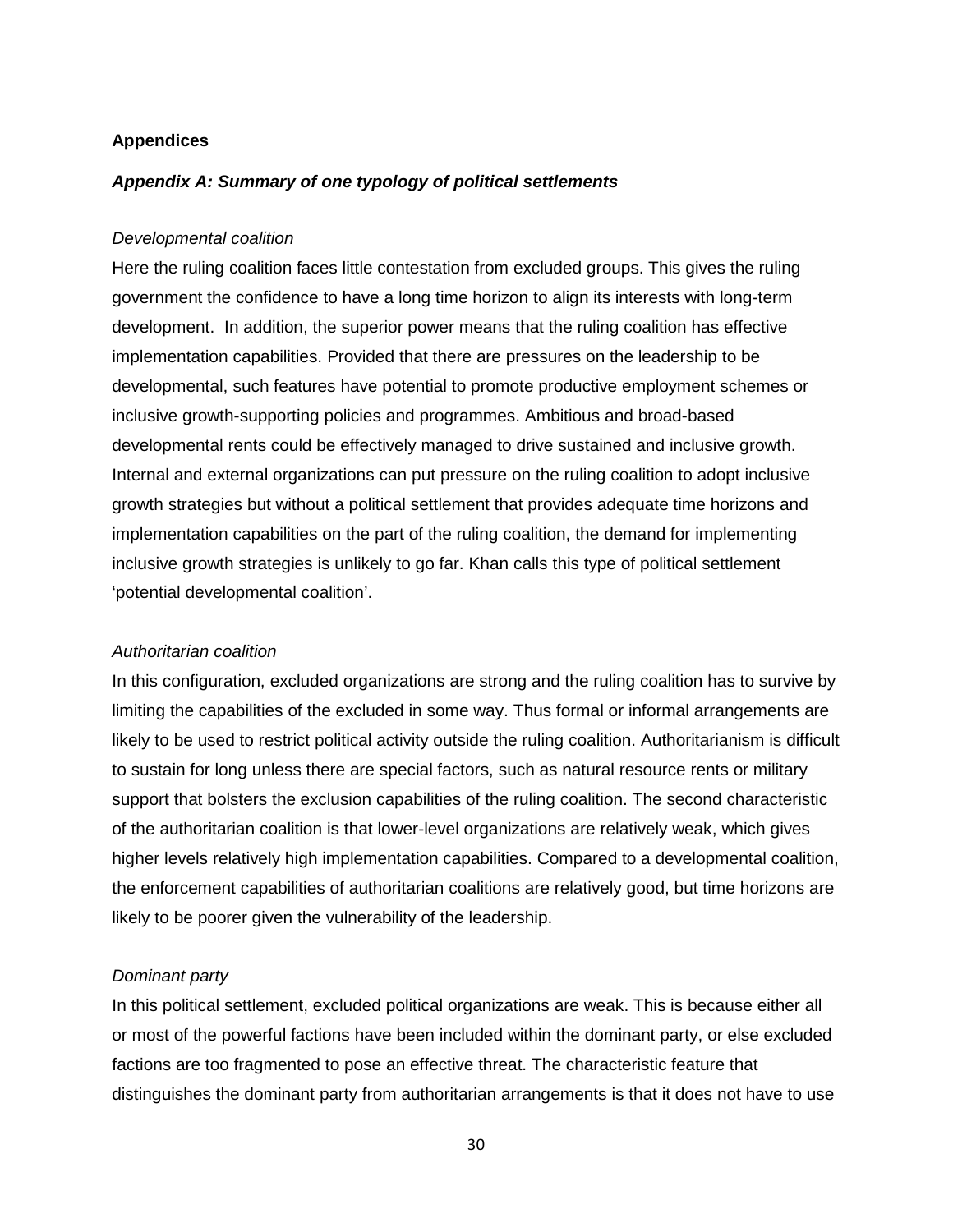## Appendices

### *Appendix A: Summary of one typology of political settlements*

*Developmental coalition*

Here the ruling coalition faces little contestation from excluded groups. This gives the ruling government the confidence to have a long time horizon to align its interests with long-term development. In addition, the superior power means that the ruling coalition has effective implementation capabilities. Provided that there are pressures on the leadership to be developmental, such features have potential to promote productive employment schemes or inclusive growth-supporting policies and programmes. Ambitious and broad-based developmental rents could be effectively managed to drive sustained and inclusive growth. Internal and external organizations can put pressure on the ruling coalition to adopt inclusive growth strategies but without a political settlement that provides adequate time horizons and implementation capabilities on the part of the ruling coalition, the demand for implementing inclusive growth strategies is unlikely to go far. Khan calls this type of political settlement 'potential developmental coalition'.

*Authoritarian coalition*

In this configuration, excluded organizations are strong and the ruling coalition has to survive by limiting the capabilities of the excluded in some way. Thus formal or informal arrangements are likely to be used to restrict political activity outside the ruling coalition. Authoritarianism is difficult to sustain for long unless there are special factors, such as natural resource rents or military support that bolsters the exclusion capabilities of the ruling coalition. The second characteristic of the authoritarian coalition is that lower-level organizations are relatively weak, which gives higher levels relatively high implementation capabilities. Compared to a developmental coalition, the enforcement capabilities of authoritarian coalitions are relatively good, but time horizons are likely to be poorer given the vulnerability of the leadership.

*Dominant party*

In this political settlement, excluded political organizations are weak. This is because either all or most of the powerful factions have been included within the dominant party, or else excluded factions are too fragmented to pose an effective threat. The characteristic feature that distinguishes the dominant party from authoritarian arrangements is that it does not have to use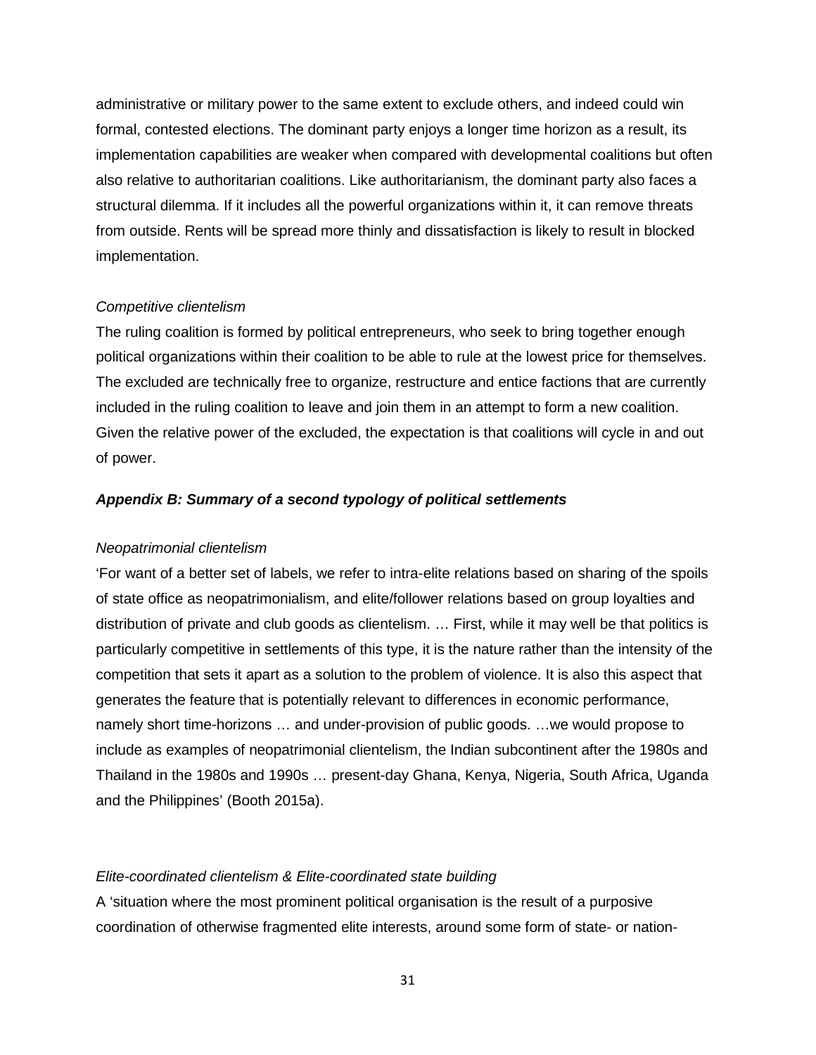administrative or military power to the same extent to exclude others, and indeed could win formal, contested elections. The dominant party enjoys a longer time horizon as a result, its implementation capabilities are weaker when compared with developmental coalitions but often also relative to authoritarian coalitions. Like authoritarianism, the dominant party also faces a structural dilemma. If it includes all the powerful organizations within it, it can remove threats from outside. Rents will be spread more thinly and dissatisfaction is likely to result in blocked implementation.

*Competitive clientelism*

The ruling coalition is formed by political entrepreneurs, who seek to bring together enough political organizations within their coalition to be able to rule at the lowest price for themselves. The excluded are technically free to organize, restructure and entice factions that are currently included in the ruling coalition to leave and join them in an attempt to form a new coalition. Given the relative power of the excluded, the expectation is that coalitions will cycle in and out of power.

### ***Appendix B: Summary of a second typology of political settlements***

*Neopatrimonial clientelism*

'For want of a better set of labels, we refer to intra-elite relations based on sharing of the spoils of state office as neopatrimonialism, and elite/follower relations based on group loyalties and distribution of private and club goods as clientelism. … First, while it may well be that politics is particularly competitive in settlements of this type, it is the nature rather than the intensity of the competition that sets it apart as a solution to the problem of violence. It is also this aspect that generates the feature that is potentially relevant to differences in economic performance, namely short time-horizons … and under-provision of public goods. …we would propose to include as examples of neopatrimonial clientelism, the Indian subcontinent after the 1980s and Thailand in the 1980s and 1990s … present-day Ghana, Kenya, Nigeria, South Africa, Uganda and the Philippines' (Booth 2015a).

*Elite-coordinated clientelism & Elite-coordinated state building*

A 'situation where the most prominent political organisation is the result of a purposive coordination of otherwise fragmented elite interests, around some form of state- or nation-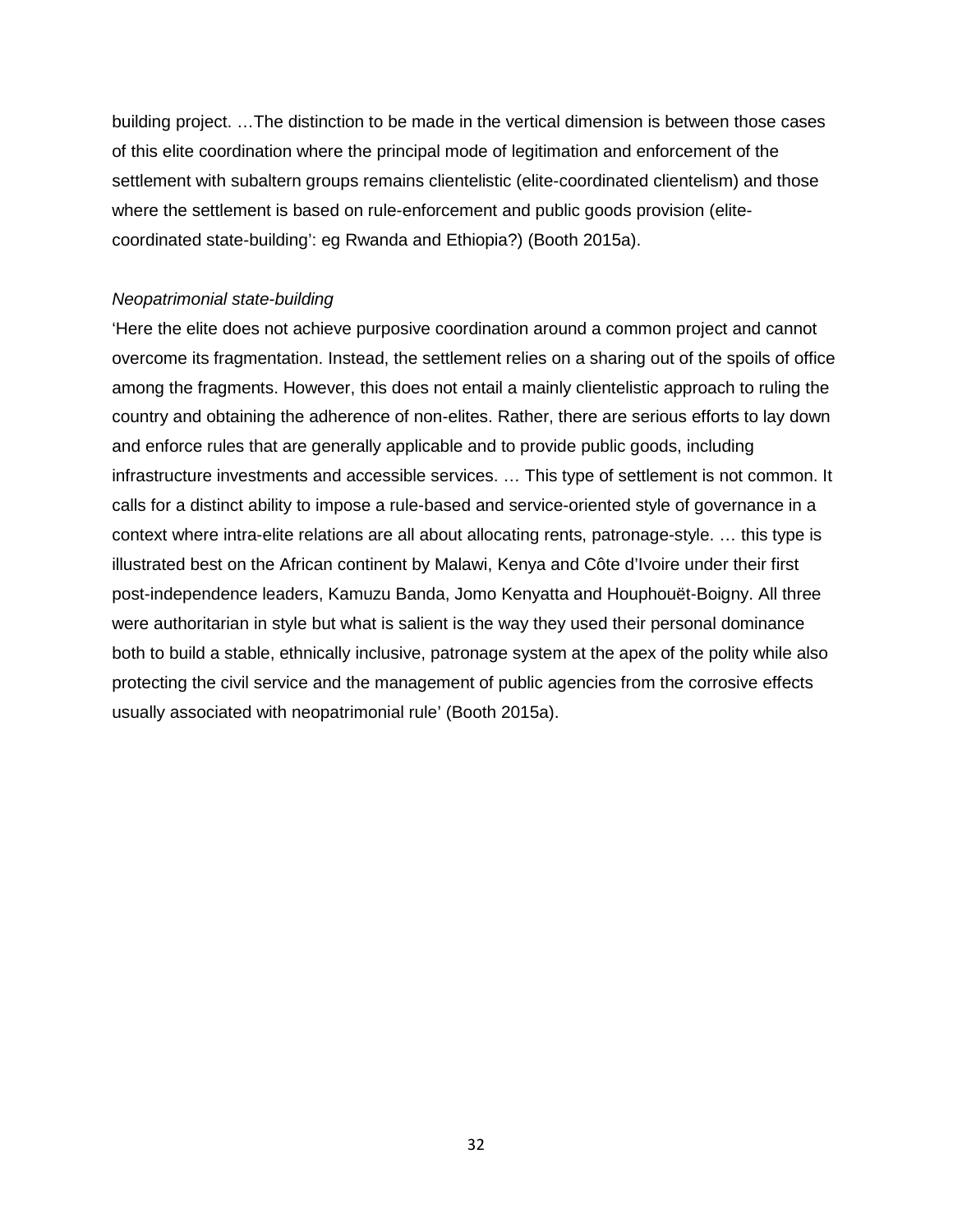building project. …The distinction to be made in the vertical dimension is between those cases of this elite coordination where the principal mode of legitimation and enforcement of the settlement with subaltern groups remains clientelistic (elite-coordinated clientelism) and those where the settlement is based on rule-enforcement and public goods provision (elite-coordinated state-building': eg Rwanda and Ethiopia?) (Booth 2015a).

*Neopatrimonial state-building*

'Here the elite does not achieve purposive coordination around a common project and cannot overcome its fragmentation. Instead, the settlement relies on a sharing out of the spoils of office among the fragments. However, this does not entail a mainly clientelistic approach to ruling the country and obtaining the adherence of non-elites. Rather, there are serious efforts to lay down and enforce rules that are generally applicable and to provide public goods, including infrastructure investments and accessible services. … This type of settlement is not common. It calls for a distinct ability to impose a rule-based and service-oriented style of governance in a context where intra-elite relations are all about allocating rents, patronage-style. … this type is illustrated best on the African continent by Malawi, Kenya and Côte d'Ivoire under their first post-independence leaders, Kamuzu Banda, Jomo Kenyatta and Houphouët-Boigny. All three were authoritarian in style but what is salient is the way they used their personal dominance both to build a stable, ethnically inclusive, patronage system at the apex of the polity while also protecting the civil service and the management of public agencies from the corrosive effects usually associated with neopatrimonial rule' (Booth 2015a).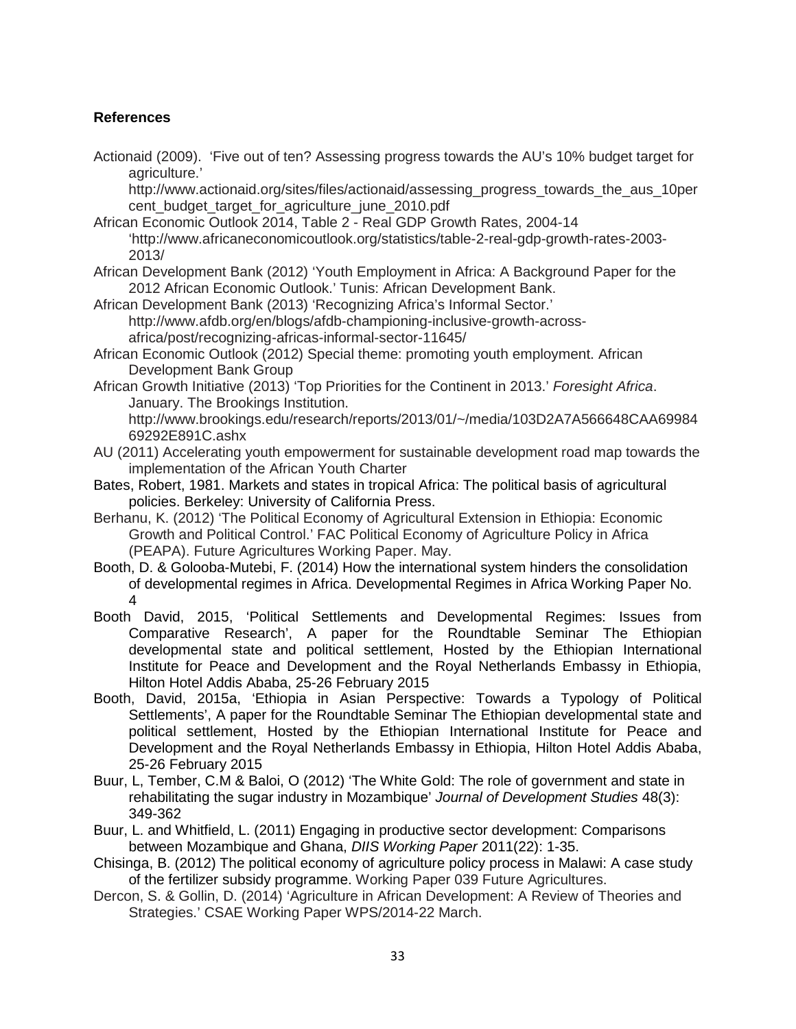**References**

Actionaid (2009). 'Five out of ten? Assessing progress towards the AU's 10% budget target for agriculture.' http://www.actionaid.org/sites/files/actionaid/assessing_progress_towards_the_aus_10percent_budget_target_for_agriculture_june_2010.pdf

African Economic Outlook 2014, Table 2 - Real GDP Growth Rates, 2004-14 'http://www.africaneconomicoutlook.org/statistics/table-2-real-gdp-growth-rates-2003-2013/

African Development Bank (2012) 'Youth Employment in Africa: A Background Paper for the 2012 African Economic Outlook.' Tunis: African Development Bank.

African Development Bank (2013) 'Recognizing Africa's Informal Sector.' http://www.afdb.org/en/blogs/afdb-championing-inclusive-growth-across-africa/post/recognizing-africas-informal-sector-11645/

African Economic Outlook (2012) Special theme: promoting youth employment. African Development Bank Group

African Growth Initiative (2013) 'Top Priorities for the Continent in 2013.' *Foresight Africa*. January. The Brookings Institution. http://www.brookings.edu/research/reports/2013/01/~/media/103D2A7A566648CAA6998469292E891C.ashx

AU (2011) Accelerating youth empowerment for sustainable development road map towards the implementation of the African Youth Charter

Bates, Robert, 1981. Markets and states in tropical Africa: The political basis of agricultural policies. Berkeley: University of California Press.

Berhanu, K. (2012) 'The Political Economy of Agricultural Extension in Ethiopia: Economic Growth and Political Control.' FAC Political Economy of Agriculture Policy in Africa (PEAPA). Future Agricultures Working Paper. May.

Booth, D. & Golooba-Mutebi, F. (2014) How the international system hinders the consolidation of developmental regimes in Africa. Developmental Regimes in Africa Working Paper No. 4

Booth David, 2015, 'Political Settlements and Developmental Regimes: Issues from Comparative Research', A paper for the Roundtable Seminar The Ethiopian developmental state and political settlement, Hosted by the Ethiopian International Institute for Peace and Development and the Royal Netherlands Embassy in Ethiopia, Hilton Hotel Addis Ababa, 25-26 February 2015

Booth, David, 2015a, 'Ethiopia in Asian Perspective: Towards a Typology of Political Settlements', A paper for the Roundtable Seminar The Ethiopian developmental state and political settlement, Hosted by the Ethiopian International Institute for Peace and Development and the Royal Netherlands Embassy in Ethiopia, Hilton Hotel Addis Ababa, 25-26 February 2015

Buur, L, Tember, C.M & Baloi, O (2012) 'The White Gold: The role of government and state in rehabilitating the sugar industry in Mozambique' *Journal of Development Studies* 48(3): 349-362

Buur, L. and Whitfield, L. (2011) Engaging in productive sector development: Comparisons between Mozambique and Ghana, *DIIS Working Paper* 2011(22): 1-35.

Chisinga, B. (2012) The political economy of agriculture policy process in Malawi: A case study of the fertilizer subsidy programme. Working Paper 039 Future Agricultures.

Dercon, S. & Gollin, D. (2014) 'Agriculture in African Development: A Review of Theories and Strategies.' CSAE Working Paper WPS/2014-22 March.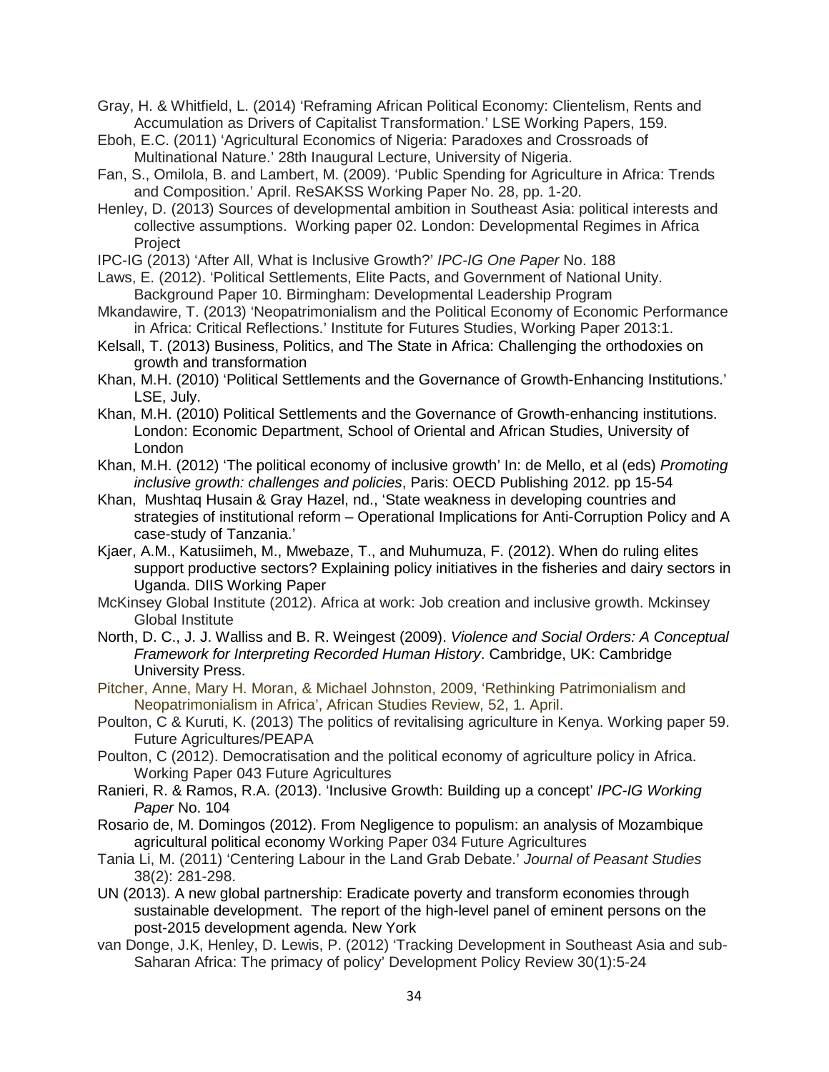Gray, H. & Whitfield, L. (2014) 'Reframing African Political Economy: Clientelism, Rents and Accumulation as Drivers of Capitalist Transformation.' LSE Working Papers, 159.

Eboh, E.C. (2011) 'Agricultural Economics of Nigeria: Paradoxes and Crossroads of Multinational Nature.' 28th Inaugural Lecture, University of Nigeria.

Fan, S., Omilola, B. and Lambert, M. (2009). 'Public Spending for Agriculture in Africa: Trends and Composition.' April. ReSAKSS Working Paper No. 28, pp. 1-20.

Henley, D. (2013) Sources of developmental ambition in Southeast Asia: political interests and collective assumptions. Working paper 02. London: Developmental Regimes in Africa Project

IPC-IG (2013) 'After All, What is Inclusive Growth?' *IPC-IG One Paper* No. 188

Laws, E. (2012). 'Political Settlements, Elite Pacts, and Government of National Unity. Background Paper 10. Birmingham: Developmental Leadership Program

Mkandawire, T. (2013) 'Neopatrimonialism and the Political Economy of Economic Performance in Africa: Critical Reflections.' Institute for Futures Studies, Working Paper 2013:1.

Kelsall, T. (2013) Business, Politics, and The State in Africa: Challenging the orthodoxies on growth and transformation

Khan, M.H. (2010) 'Political Settlements and the Governance of Growth-Enhancing Institutions.' LSE, July.

Khan, M.H. (2010) Political Settlements and the Governance of Growth-enhancing institutions. London: Economic Department, School of Oriental and African Studies, University of London

Khan, M.H. (2012) 'The political economy of inclusive growth' In: de Mello, et al (eds) *Promoting inclusive growth: challenges and policies*, Paris: OECD Publishing 2012. pp 15-54

Khan, Mushtaq Husain & Gray Hazel, nd., 'State weakness in developing countries and strategies of institutional reform – Operational Implications for Anti-Corruption Policy and A case-study of Tanzania.'

Kjaer, A.M., Katusiimeh, M., Mwebaze, T., and Muhumuza, F. (2012). When do ruling elites support productive sectors? Explaining policy initiatives in the fisheries and dairy sectors in Uganda. DIIS Working Paper

McKinsey Global Institute (2012). Africa at work: Job creation and inclusive growth. Mckinsey Global Institute

North, D. C., J. J. Walliss and B. R. Weingest (2009). *Violence and Social Orders: A Conceptual Framework for Interpreting Recorded Human History*. Cambridge, UK: Cambridge University Press.

Pitcher, Anne, Mary H. Moran, & Michael Johnston, 2009, 'Rethinking Patrimonialism and Neopatrimonialism in Africa', African Studies Review, 52, 1. April.

Poulton, C & Kuruti, K. (2013) The politics of revitalising agriculture in Kenya. Working paper 59. Future Agricultures/PEAPA

Poulton, C (2012). Democratisation and the political economy of agriculture policy in Africa. Working Paper 043 Future Agricultures

Ranieri, R. & Ramos, R.A. (2013). 'Inclusive Growth: Building up a concept' *IPC-IG Working Paper* No. 104

Rosario de, M. Domingos (2012). From Negligence to populism: an analysis of Mozambique agricultural political economy Working Paper 034 Future Agricultures

Tania Li, M. (2011) 'Centering Labour in the Land Grab Debate.' *Journal of Peasant Studies* 38(2): 281-298.

UN (2013). A new global partnership: Eradicate poverty and transform economies through sustainable development. The report of the high-level panel of eminent persons on the post-2015 development agenda. New York

van Donge, J.K, Henley, D. Lewis, P. (2012) 'Tracking Development in Southeast Asia and sub-Saharan Africa: The primacy of policy' Development Policy Review 30(1):5-24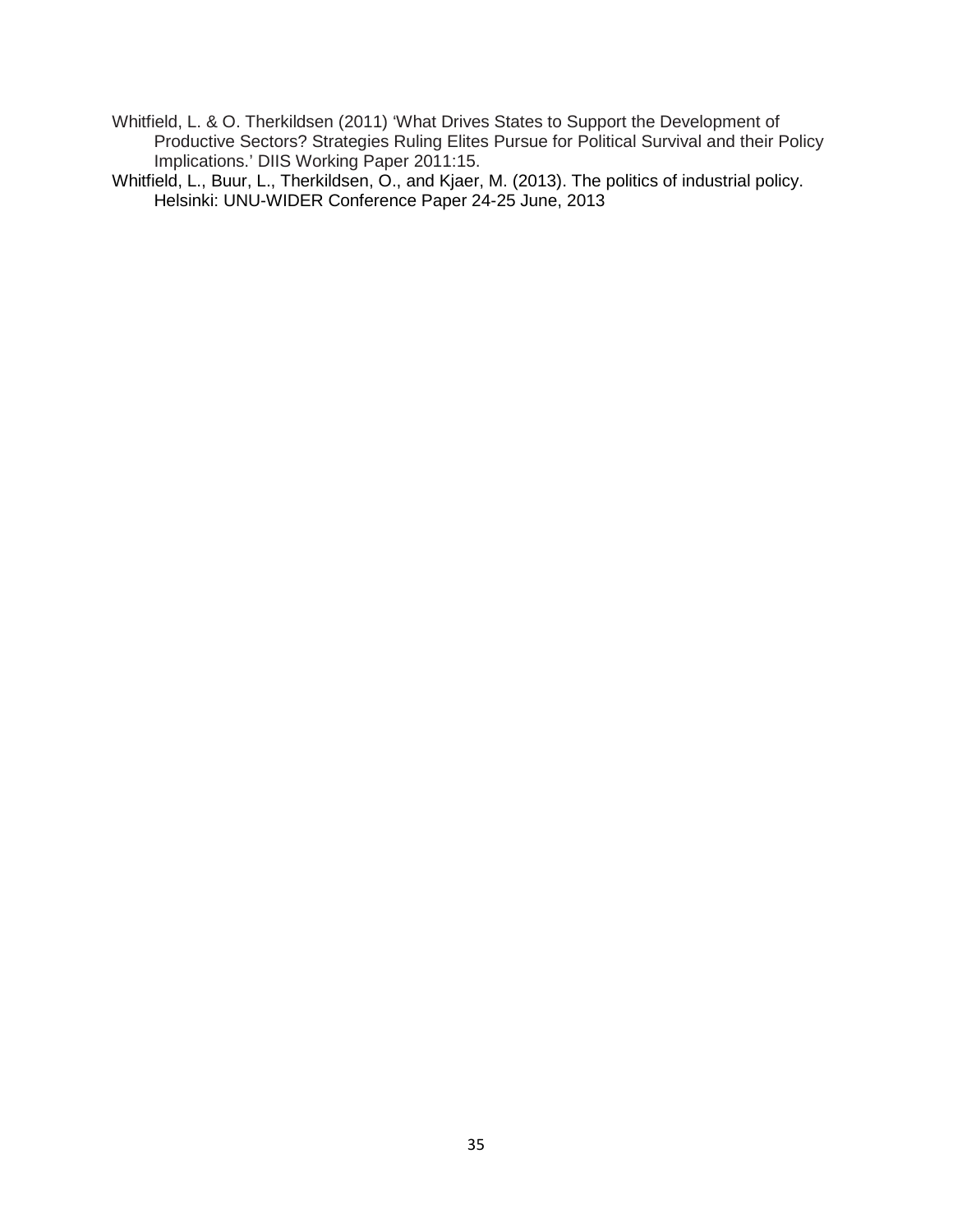Whitfield, L. & O. Therkildsen (2011) 'What Drives States to Support the Development of Productive Sectors? Strategies Ruling Elites Pursue for Political Survival and their Policy Implications.' DIIS Working Paper 2011:15.

Whitfield, L., Buur, L., Therkildsen, O., and Kjaer, M. (2013). The politics of industrial policy. Helsinki: UNU-WIDER Conference Paper 24-25 June, 2013